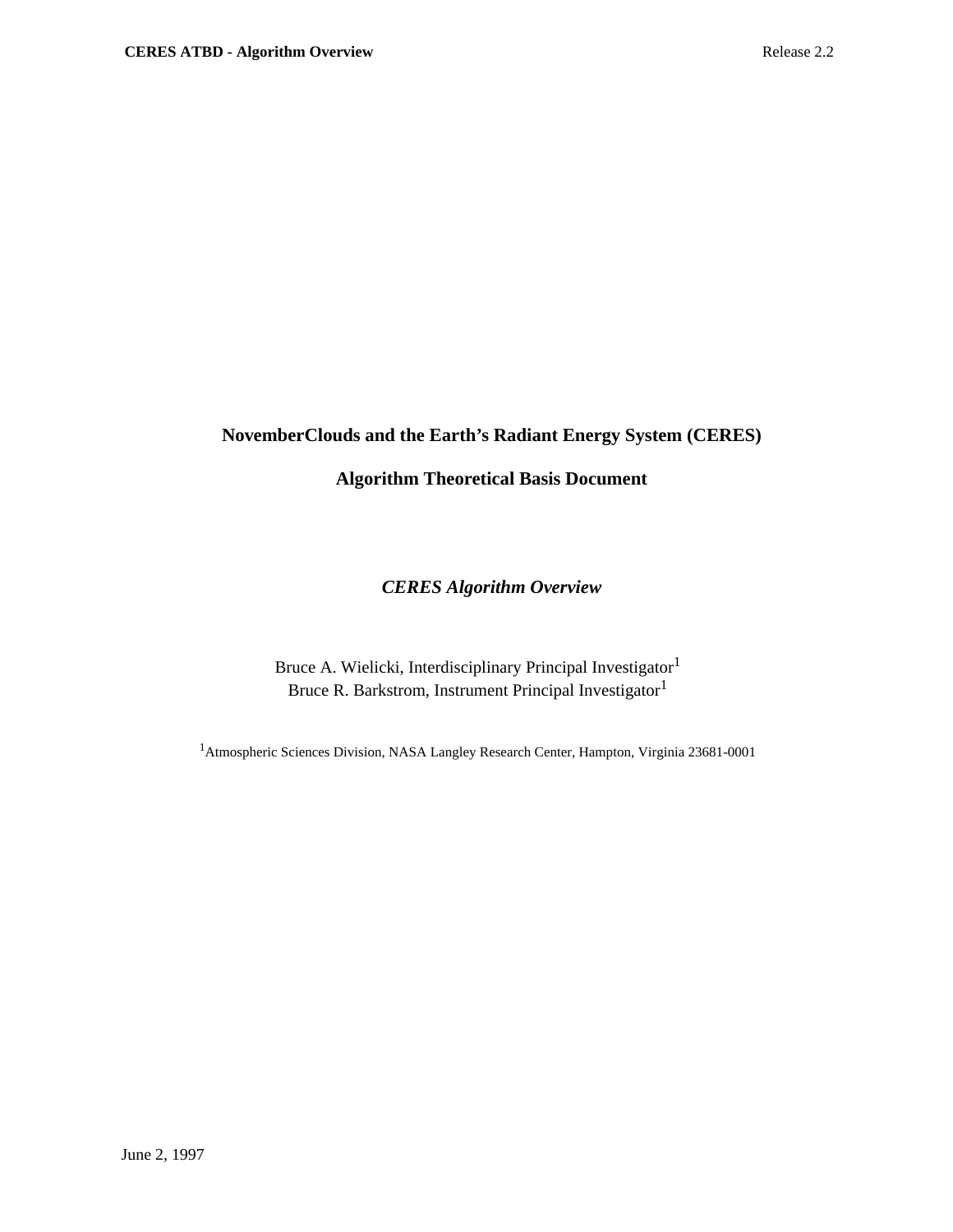# NovemberClouds and the Earth's Radiant Energy System (CERES)

# Algorithm Theoretical Basis Document

***CERES Algorithm Overview***

Bruce A. Wielicki, Interdisciplinary Principal Investigator[1]
Bruce R. Barkstrom, Instrument Principal Investigator[1]

[1]Atmospheric Sciences Division, NASA Langley Research Center, Hampton, Virginia 23681-0001

June 2, 1997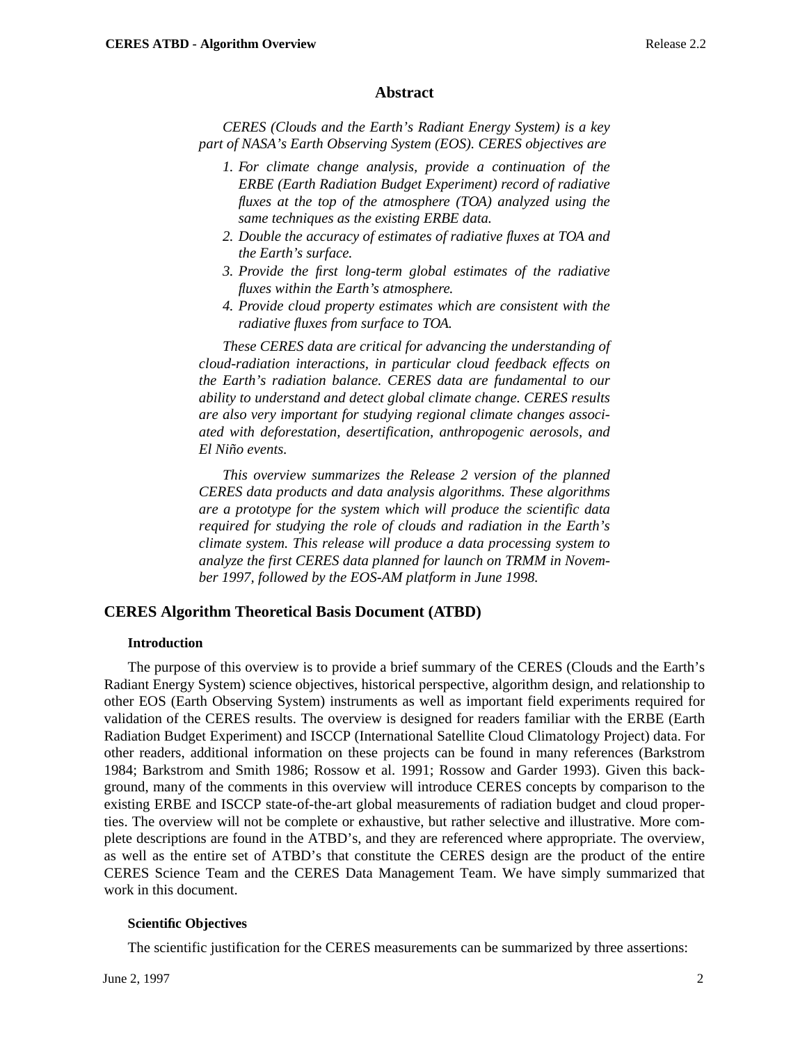## Abstract

*CERES (Clouds and the Earth's Radiant Energy System) is a key part of NASA's Earth Observing System (EOS). CERES objectives are*

1. *For climate change analysis, provide a continuation of the ERBE (Earth Radiation Budget Experiment) record of radiative fluxes at the top of the atmosphere (TOA) analyzed using the same techniques as the existing ERBE data.*
2. *Double the accuracy of estimates of radiative fluxes at TOA and the Earth's surface.*
3. *Provide the first long-term global estimates of the radiative fluxes within the Earth's atmosphere.*
4. *Provide cloud property estimates which are consistent with the radiative fluxes from surface to TOA.*

*These CERES data are critical for advancing the understanding of cloud-radiation interactions, in particular cloud feedback effects on the Earth's radiation balance. CERES data are fundamental to our ability to understand and detect global climate change. CERES results are also very important for studying regional climate changes associated with deforestation, desertification, anthropogenic aerosols, and El Niño events.*

*This overview summarizes the Release 2 version of the planned CERES data products and data analysis algorithms. These algorithms are a prototype for the system which will produce the scientific data required for studying the role of clouds and radiation in the Earth's climate system. This release will produce a data processing system to analyze the first CERES data planned for launch on TRMM in November 1997, followed by the EOS-AM platform in June 1998.*

## CERES Algorithm Theoretical Basis Document (ATBD)

### Introduction

The purpose of this overview is to provide a brief summary of the CERES (Clouds and the Earth's Radiant Energy System) science objectives, historical perspective, algorithm design, and relationship to other EOS (Earth Observing System) instruments as well as important field experiments required for validation of the CERES results. The overview is designed for readers familiar with the ERBE (Earth Radiation Budget Experiment) and ISCCP (International Satellite Cloud Climatology Project) data. For other readers, additional information on these projects can be found in many references (Barkstrom 1984; Barkstrom and Smith 1986; Rossow et al. 1991; Rossow and Garder 1993). Given this background, many of the comments in this overview will introduce CERES concepts by comparison to the existing ERBE and ISCCP state-of-the-art global measurements of radiation budget and cloud properties. The overview will not be complete or exhaustive, but rather selective and illustrative. More complete descriptions are found in the ATBD's, and they are referenced where appropriate. The overview, as well as the entire set of ATBD's that constitute the CERES design are the product of the entire CERES Science Team and the CERES Data Management Team. We have simply summarized that work in this document.

### Scientific Objectives

The scientific justification for the CERES measurements can be summarized by three assertions: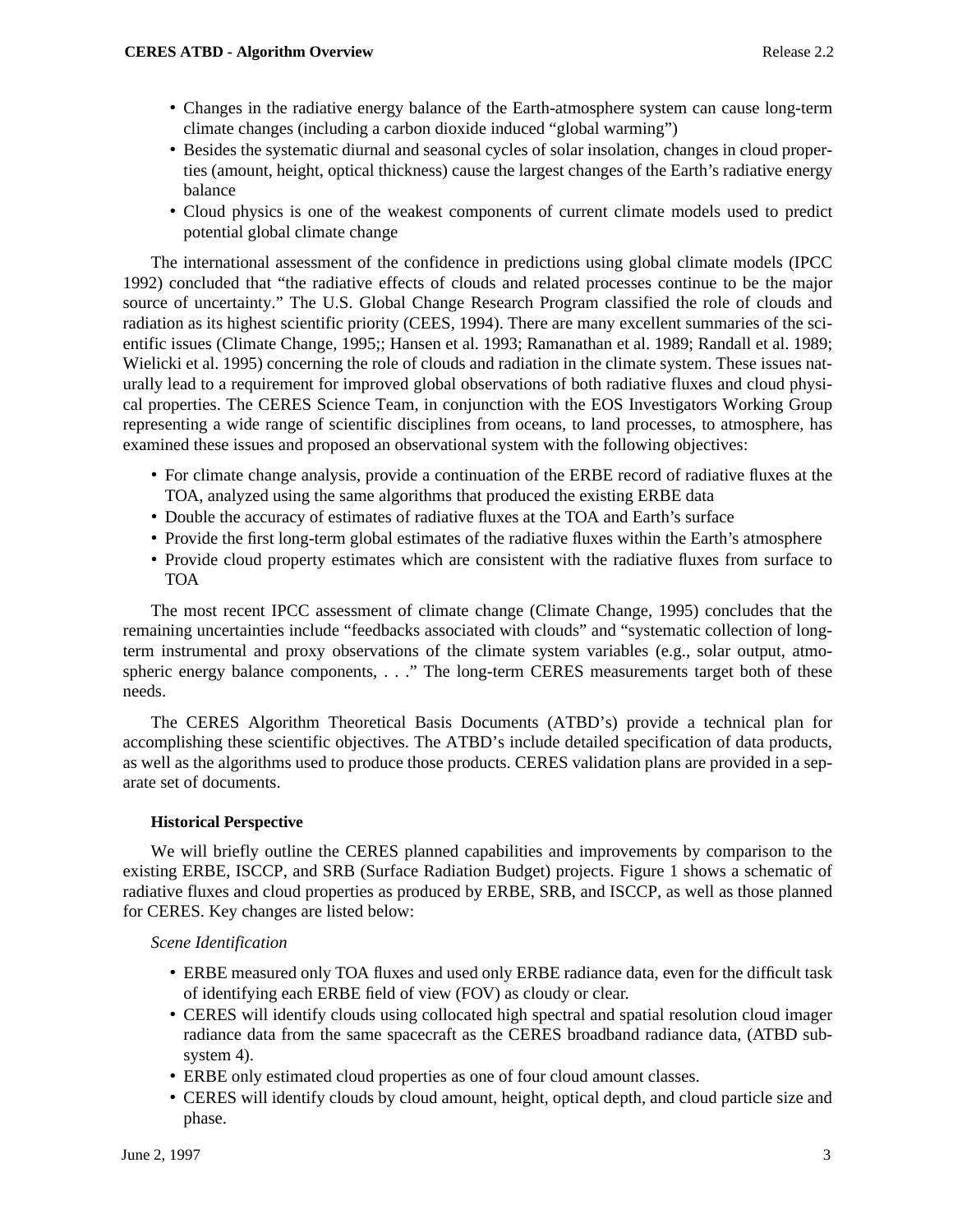- Changes in the radiative energy balance of the Earth-atmosphere system can cause long-term climate changes (including a carbon dioxide induced "global warming")
- Besides the systematic diurnal and seasonal cycles of solar insolation, changes in cloud properties (amount, height, optical thickness) cause the largest changes of the Earth's radiative energy balance
- Cloud physics is one of the weakest components of current climate models used to predict potential global climate change

The international assessment of the confidence in predictions using global climate models (IPCC 1992) concluded that "the radiative effects of clouds and related processes continue to be the major source of uncertainty." The U.S. Global Change Research Program classified the role of clouds and radiation as its highest scientific priority (CEES, 1994). There are many excellent summaries of the scientific issues (Climate Change, 1995;; Hansen et al. 1993; Ramanathan et al. 1989; Randall et al. 1989; Wielicki et al. 1995) concerning the role of clouds and radiation in the climate system. These issues naturally lead to a requirement for improved global observations of both radiative fluxes and cloud physical properties. The CERES Science Team, in conjunction with the EOS Investigators Working Group representing a wide range of scientific disciplines from oceans, to land processes, to atmosphere, has examined these issues and proposed an observational system with the following objectives:

- For climate change analysis, provide a continuation of the ERBE record of radiative fluxes at the TOA, analyzed using the same algorithms that produced the existing ERBE data
- Double the accuracy of estimates of radiative fluxes at the TOA and Earth's surface
- Provide the first long-term global estimates of the radiative fluxes within the Earth's atmosphere
- Provide cloud property estimates which are consistent with the radiative fluxes from surface to TOA

The most recent IPCC assessment of climate change (Climate Change, 1995) concludes that the remaining uncertainties include "feedbacks associated with clouds" and "systematic collection of long-term instrumental and proxy observations of the climate system variables (e.g., solar output, atmospheric energy balance components, . . ." The long-term CERES measurements target both of these needs.

The CERES Algorithm Theoretical Basis Documents (ATBD's) provide a technical plan for accomplishing these scientific objectives. The ATBD's include detailed specification of data products, as well as the algorithms used to produce those products. CERES validation plans are provided in a separate set of documents.

**Historical Perspective**

We will briefly outline the CERES planned capabilities and improvements by comparison to the existing ERBE, ISCCP, and SRB (Surface Radiation Budget) projects. Figure 1 shows a schematic of radiative fluxes and cloud properties as produced by ERBE, SRB, and ISCCP, as well as those planned for CERES. Key changes are listed below:

*Scene Identification*

- ERBE measured only TOA fluxes and used only ERBE radiance data, even for the difficult task of identifying each ERBE field of view (FOV) as cloudy or clear.
- CERES will identify clouds using collocated high spectral and spatial resolution cloud imager radiance data from the same spacecraft as the CERES broadband radiance data, (ATBD subsystem 4).
- ERBE only estimated cloud properties as one of four cloud amount classes.
- CERES will identify clouds by cloud amount, height, optical depth, and cloud particle size and phase.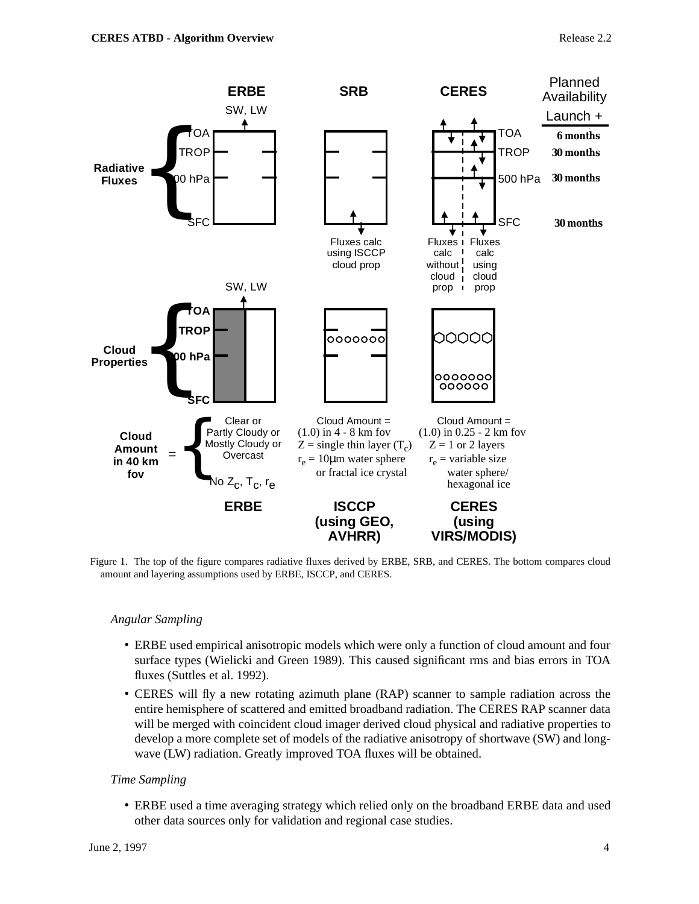Figure 1. The top of the figure compares radiative fluxes derived by ERBE, SRB, and CERES. The bottom compares cloud amount and layering assumptions used by ERBE, ISCCP, and CERES.

*Angular Sampling*

- ERBE used empirical anisotropic models which were only a function of cloud amount and four surface types (Wielicki and Green 1989). This caused significant rms and bias errors in TOA fluxes (Suttles et al. 1992).
- CERES will fly a new rotating azimuth plane (RAP) scanner to sample radiation across the entire hemisphere of scattered and emitted broadband radiation. The CERES RAP scanner data will be merged with coincident cloud imager derived cloud physical and radiative properties to develop a more complete set of models of the radiative anisotropy of shortwave (SW) and longwave (LW) radiation. Greatly improved TOA fluxes will be obtained.

*Time Sampling*

- ERBE used a time averaging strategy which relied only on the broadband ERBE data and used other data sources only for validation and regional case studies.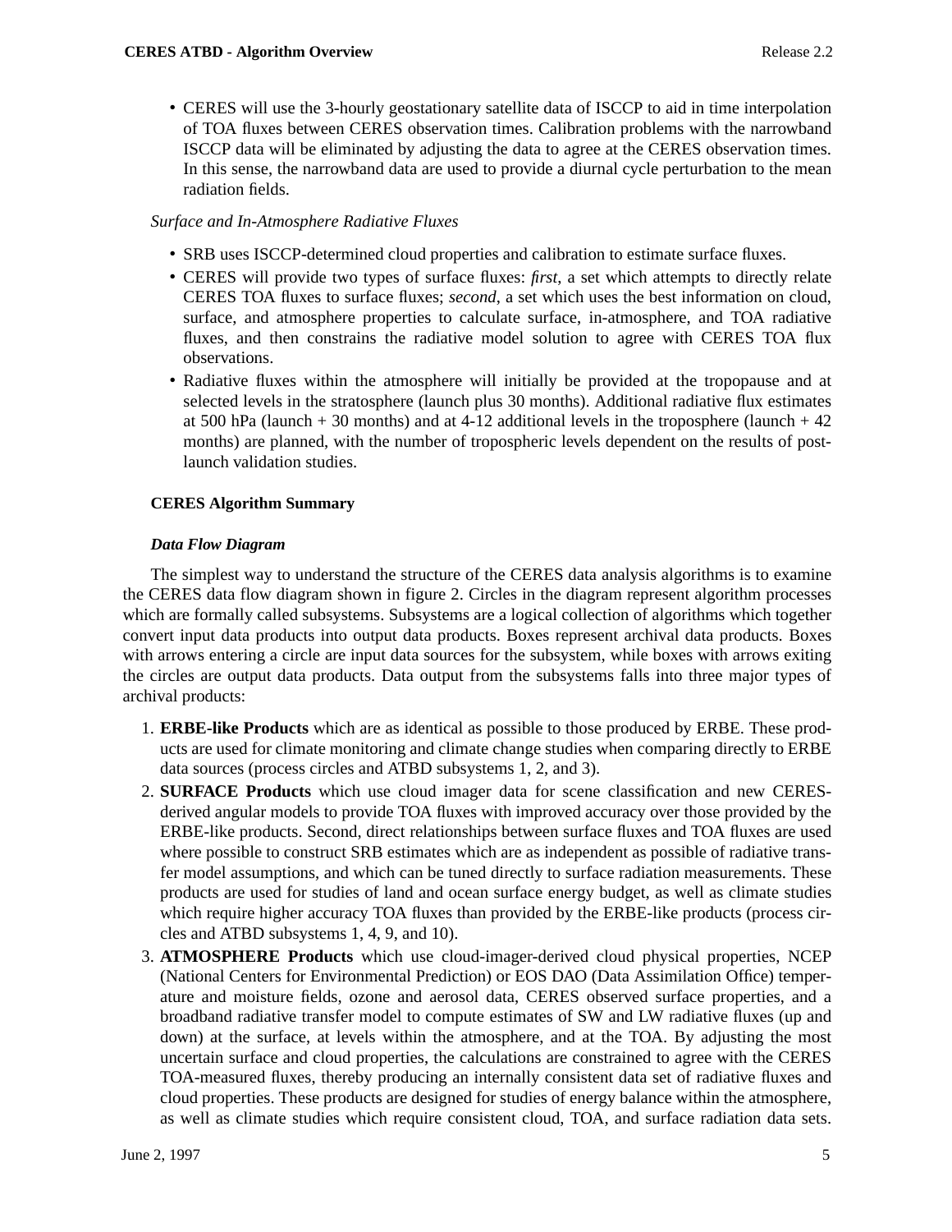- CERES will use the 3-hourly geostationary satellite data of ISCCP to aid in time interpolation of TOA fluxes between CERES observation times. Calibration problems with the narrowband ISCCP data will be eliminated by adjusting the data to agree at the CERES observation times. In this sense, the narrowband data are used to provide a diurnal cycle perturbation to the mean radiation fields.

*Surface and In-Atmosphere Radiative Fluxes*

- SRB uses ISCCP-determined cloud properties and calibration to estimate surface fluxes.
- CERES will provide two types of surface fluxes: *first*, a set which attempts to directly relate CERES TOA fluxes to surface fluxes; *second*, a set which uses the best information on cloud, surface, and atmosphere properties to calculate surface, in-atmosphere, and TOA radiative fluxes, and then constrains the radiative model solution to agree with CERES TOA flux observations.
- Radiative fluxes within the atmosphere will initially be provided at the tropopause and at selected levels in the stratosphere (launch plus 30 months). Additional radiative flux estimates at 500 hPa (launch + 30 months) and at 4-12 additional levels in the troposphere (launch + 42 months) are planned, with the number of tropospheric levels dependent on the results of post-launch validation studies.

## CERES Algorithm Summary

### *Data Flow Diagram*

The simplest way to understand the structure of the CERES data analysis algorithms is to examine the CERES data flow diagram shown in figure 2. Circles in the diagram represent algorithm processes which are formally called subsystems. Subsystems are a logical collection of algorithms which together convert input data products into output data products. Boxes represent archival data products. Boxes with arrows entering a circle are input data sources for the subsystem, while boxes with arrows exiting the circles are output data products. Data output from the subsystems falls into three major types of archival products:

1. **ERBE-like Products** which are as identical as possible to those produced by ERBE. These products are used for climate monitoring and climate change studies when comparing directly to ERBE data sources (process circles and ATBD subsystems 1, 2, and 3).
2. **SURFACE Products** which use cloud imager data for scene classification and new CERES-derived angular models to provide TOA fluxes with improved accuracy over those provided by the ERBE-like products. Second, direct relationships between surface fluxes and TOA fluxes are used where possible to construct SRB estimates which are as independent as possible of radiative transfer model assumptions, and which can be tuned directly to surface radiation measurements. These products are used for studies of land and ocean surface energy budget, as well as climate studies which require higher accuracy TOA fluxes than provided by the ERBE-like products (process circles and ATBD subsystems 1, 4, 9, and 10).
3. **ATMOSPHERE Products** which use cloud-imager-derived cloud physical properties, NCEP (National Centers for Environmental Prediction) or EOS DAO (Data Assimilation Office) temperature and moisture fields, ozone and aerosol data, CERES observed surface properties, and a broadband radiative transfer model to compute estimates of SW and LW radiative fluxes (up and down) at the surface, at levels within the atmosphere, and at the TOA. By adjusting the most uncertain surface and cloud properties, the calculations are constrained to agree with the CERES TOA-measured fluxes, thereby producing an internally consistent data set of radiative fluxes and cloud properties. These products are designed for studies of energy balance within the atmosphere, as well as climate studies which require consistent cloud, TOA, and surface radiation data sets.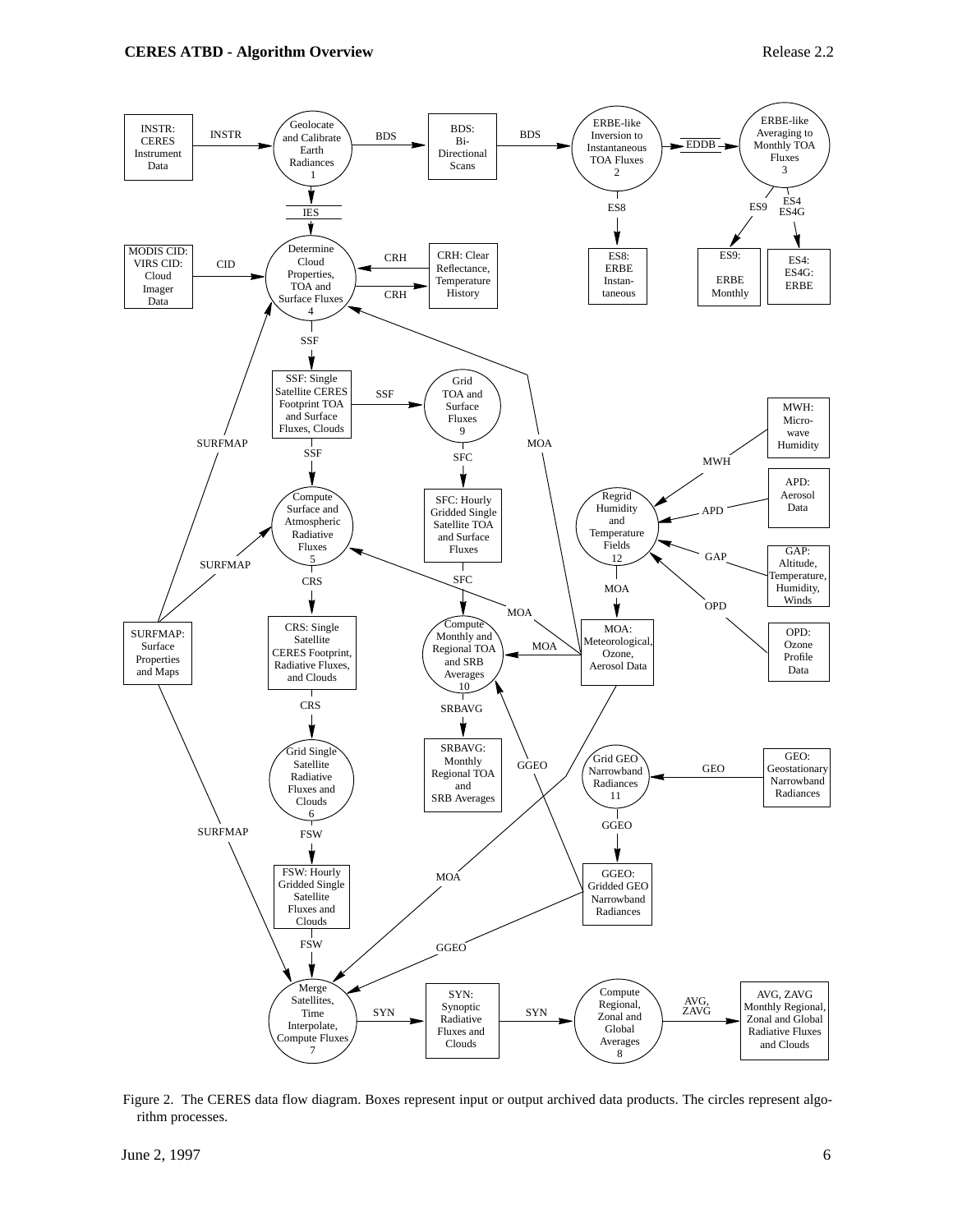Figure 2. The CERES data flow diagram. Boxes represent input or output archived data products. The circles represent algorithm processes.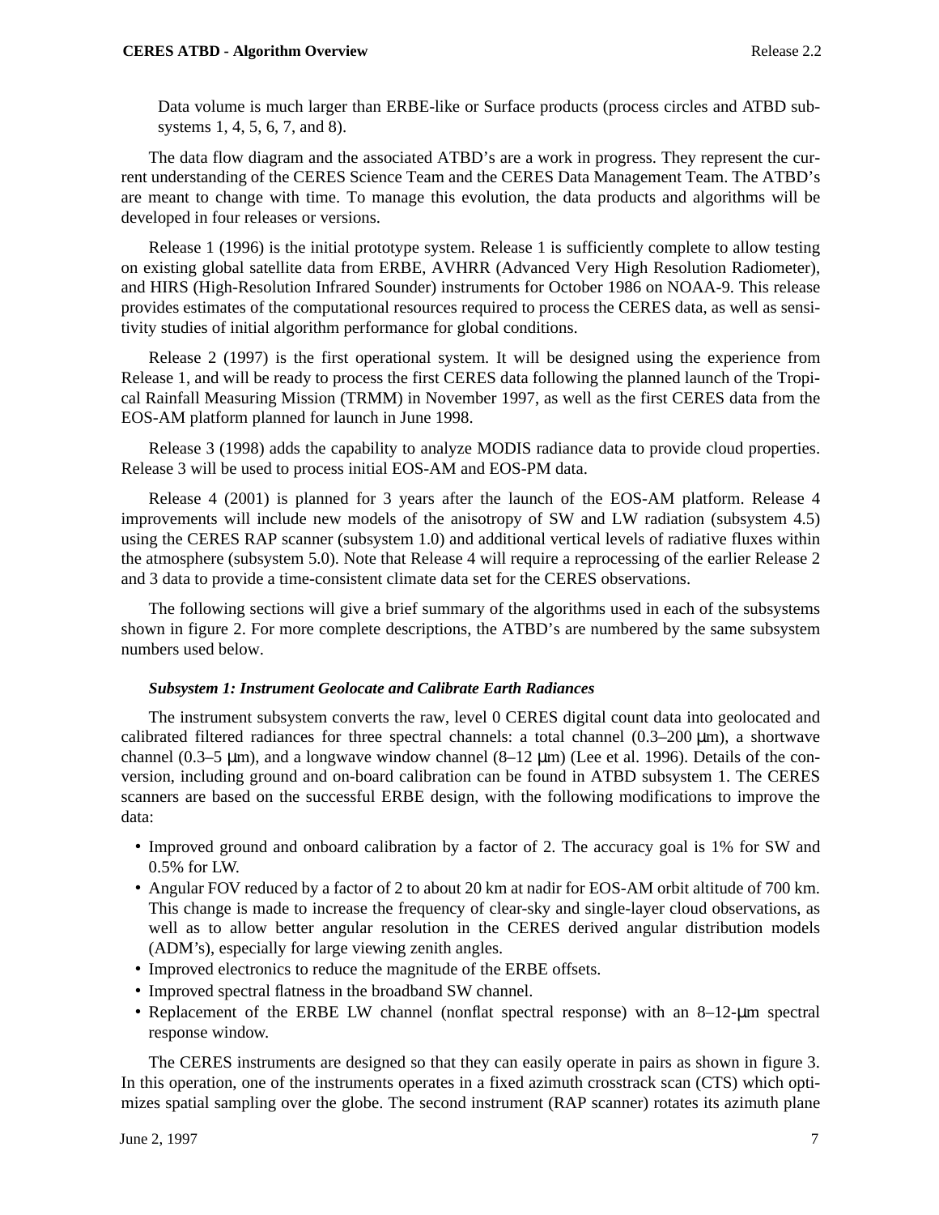Data volume is much larger than ERBE-like or Surface products (process circles and ATBD subsystems 1, 4, 5, 6, 7, and 8).

The data flow diagram and the associated ATBD's are a work in progress. They represent the current understanding of the CERES Science Team and the CERES Data Management Team. The ATBD's are meant to change with time. To manage this evolution, the data products and algorithms will be developed in four releases or versions.

Release 1 (1996) is the initial prototype system. Release 1 is sufficiently complete to allow testing on existing global satellite data from ERBE, AVHRR (Advanced Very High Resolution Radiometer), and HIRS (High-Resolution Infrared Sounder) instruments for October 1986 on NOAA-9. This release provides estimates of the computational resources required to process the CERES data, as well as sensitivity studies of initial algorithm performance for global conditions.

Release 2 (1997) is the first operational system. It will be designed using the experience from Release 1, and will be ready to process the first CERES data following the planned launch of the Tropical Rainfall Measuring Mission (TRMM) in November 1997, as well as the first CERES data from the EOS-AM platform planned for launch in June 1998.

Release 3 (1998) adds the capability to analyze MODIS radiance data to provide cloud properties. Release 3 will be used to process initial EOS-AM and EOS-PM data.

Release 4 (2001) is planned for 3 years after the launch of the EOS-AM platform. Release 4 improvements will include new models of the anisotropy of SW and LW radiation (subsystem 4.5) using the CERES RAP scanner (subsystem 1.0) and additional vertical levels of radiative fluxes within the atmosphere (subsystem 5.0). Note that Release 4 will require a reprocessing of the earlier Release 2 and 3 data to provide a time-consistent climate data set for the CERES observations.

The following sections will give a brief summary of the algorithms used in each of the subsystems shown in figure 2. For more complete descriptions, the ATBD's are numbered by the same subsystem numbers used below.

***Subsystem 1: Instrument Geolocate and Calibrate Earth Radiances***

The instrument subsystem converts the raw, level 0 CERES digital count data into geolocated and calibrated filtered radiances for three spectral channels: a total channel (0.3–200 μm), a shortwave channel (0.3–5 μm), and a longwave window channel (8–12 μm) (Lee et al. 1996). Details of the conversion, including ground and on-board calibration can be found in ATBD subsystem 1. The CERES scanners are based on the successful ERBE design, with the following modifications to improve the data:

- Improved ground and onboard calibration by a factor of 2. The accuracy goal is 1% for SW and 0.5% for LW.
- Angular FOV reduced by a factor of 2 to about 20 km at nadir for EOS-AM orbit altitude of 700 km. This change is made to increase the frequency of clear-sky and single-layer cloud observations, as well as to allow better angular resolution in the CERES derived angular distribution models (ADM's), especially for large viewing zenith angles.
- Improved electronics to reduce the magnitude of the ERBE offsets.
- Improved spectral flatness in the broadband SW channel.
- Replacement of the ERBE LW channel (nonflat spectral response) with an 8–12-μm spectral response window.

The CERES instruments are designed so that they can easily operate in pairs as shown in figure 3. In this operation, one of the instruments operates in a fixed azimuth crosstrack scan (CTS) which optimizes spatial sampling over the globe. The second instrument (RAP scanner) rotates its azimuth plane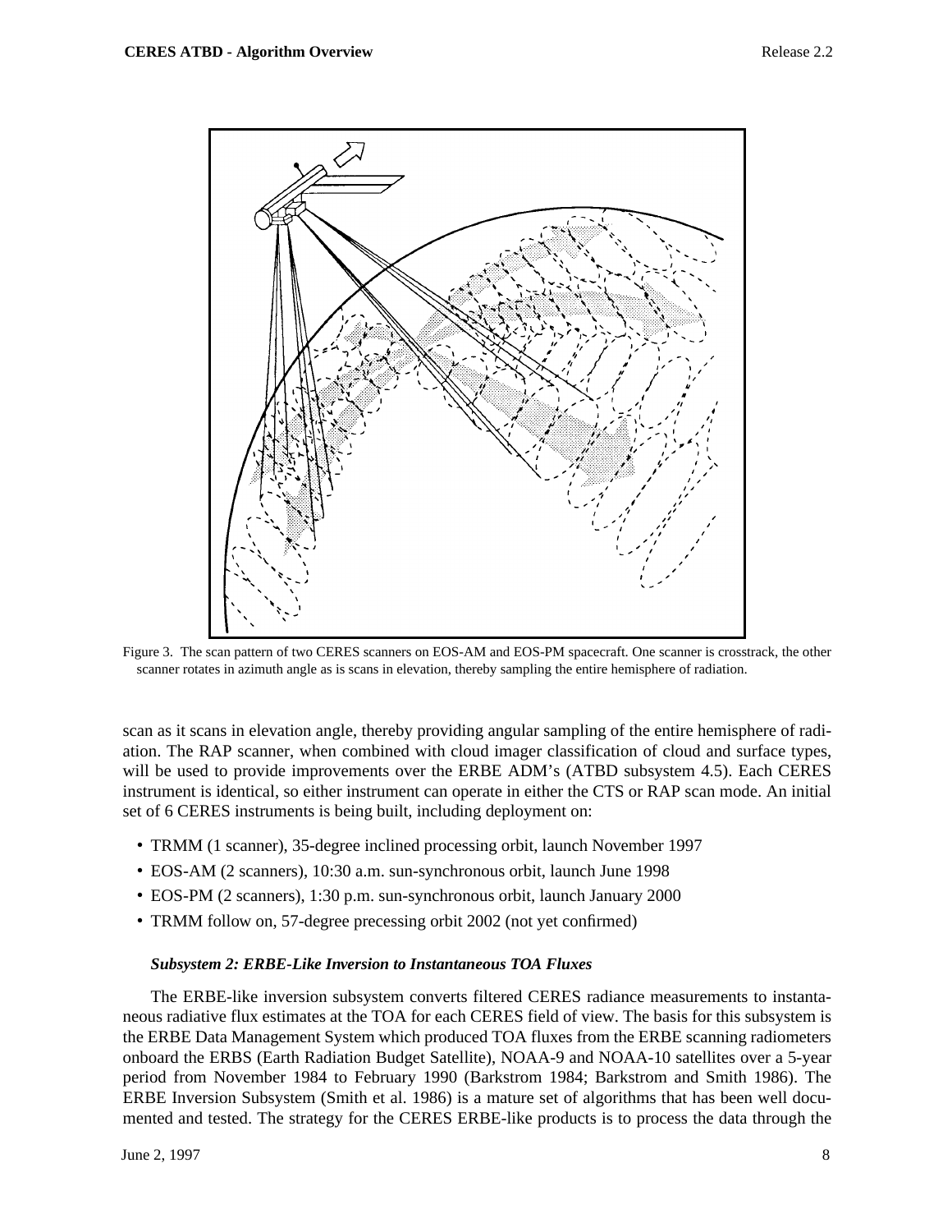Figure 3. The scan pattern of two CERES scanners on EOS-AM and EOS-PM spacecraft. One scanner is crosstrack, the other scanner rotates in azimuth angle as is scans in elevation, thereby sampling the entire hemisphere of radiation.

scan as it scans in elevation angle, thereby providing angular sampling of the entire hemisphere of radiation. The RAP scanner, when combined with cloud imager classification of cloud and surface types, will be used to provide improvements over the ERBE ADM's (ATBD subsystem 4.5). Each CERES instrument is identical, so either instrument can operate in either the CTS or RAP scan mode. An initial set of 6 CERES instruments is being built, including deployment on:

- TRMM (1 scanner), 35-degree inclined processing orbit, launch November 1997
- EOS-AM (2 scanners), 10:30 a.m. sun-synchronous orbit, launch June 1998
- EOS-PM (2 scanners), 1:30 p.m. sun-synchronous orbit, launch January 2000
- TRMM follow on, 57-degree precessing orbit 2002 (not yet confirmed)

### *Subsystem 2: ERBE-Like Inversion to Instantaneous TOA Fluxes*

The ERBE-like inversion subsystem converts filtered CERES radiance measurements to instantaneous radiative flux estimates at the TOA for each CERES field of view. The basis for this subsystem is the ERBE Data Management System which produced TOA fluxes from the ERBE scanning radiometers onboard the ERBS (Earth Radiation Budget Satellite), NOAA-9 and NOAA-10 satellites over a 5-year period from November 1984 to February 1990 (Barkstrom 1984; Barkstrom and Smith 1986). The ERBE Inversion Subsystem (Smith et al. 1986) is a mature set of algorithms that has been well documented and tested. The strategy for the CERES ERBE-like products is to process the data through the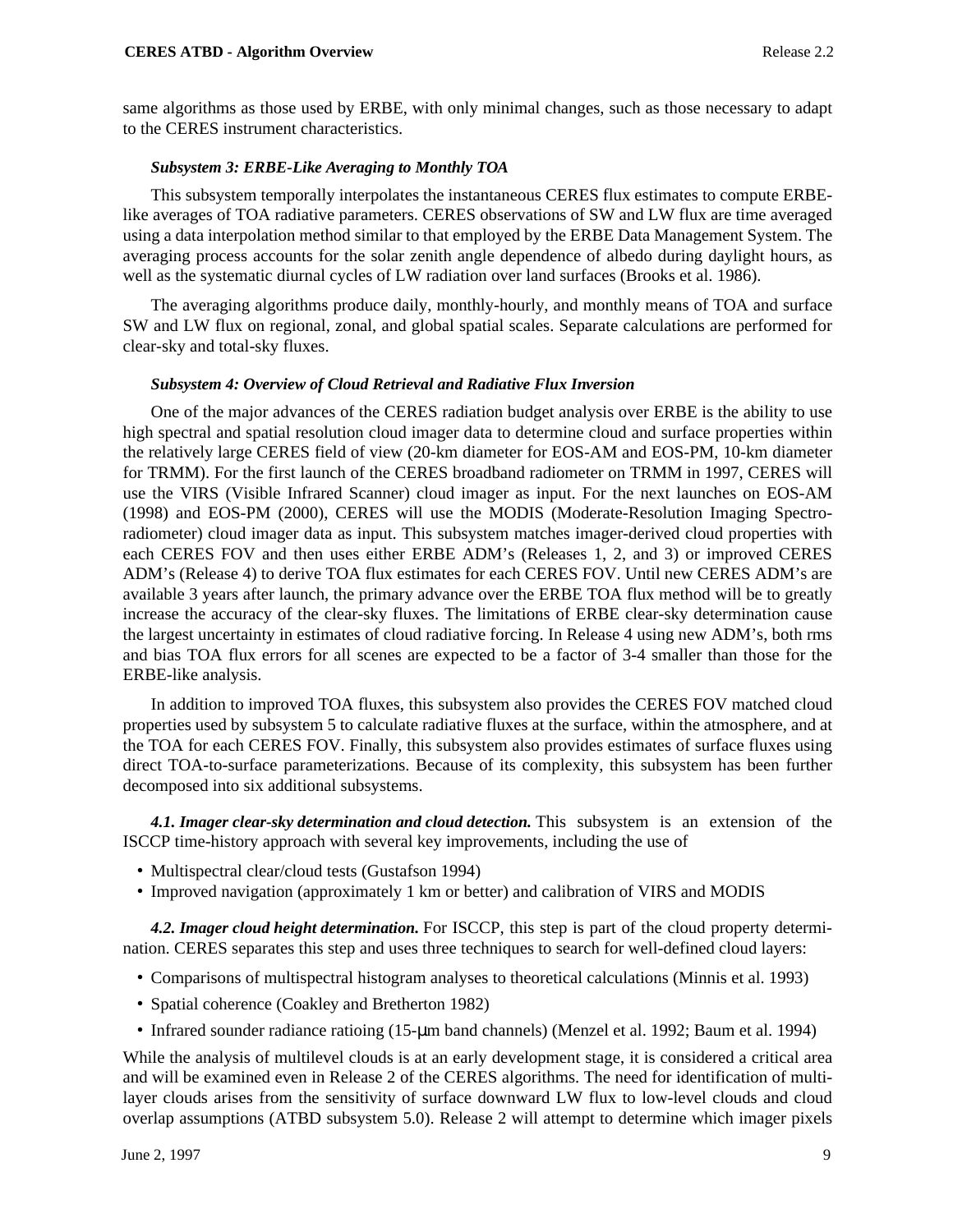same algorithms as those used by ERBE, with only minimal changes, such as those necessary to adapt to the CERES instrument characteristics.

### *Subsystem 3: ERBE-Like Averaging to Monthly TOA*

This subsystem temporally interpolates the instantaneous CERES flux estimates to compute ERBE-like averages of TOA radiative parameters. CERES observations of SW and LW flux are time averaged using a data interpolation method similar to that employed by the ERBE Data Management System. The averaging process accounts for the solar zenith angle dependence of albedo during daylight hours, as well as the systematic diurnal cycles of LW radiation over land surfaces (Brooks et al. 1986).

The averaging algorithms produce daily, monthly-hourly, and monthly means of TOA and surface SW and LW flux on regional, zonal, and global spatial scales. Separate calculations are performed for clear-sky and total-sky fluxes.

### *Subsystem 4: Overview of Cloud Retrieval and Radiative Flux Inversion*

One of the major advances of the CERES radiation budget analysis over ERBE is the ability to use high spectral and spatial resolution cloud imager data to determine cloud and surface properties within the relatively large CERES field of view (20-km diameter for EOS-AM and EOS-PM, 10-km diameter for TRMM). For the first launch of the CERES broadband radiometer on TRMM in 1997, CERES will use the VIRS (Visible Infrared Scanner) cloud imager as input. For the next launches on EOS-AM (1998) and EOS-PM (2000), CERES will use the MODIS (Moderate-Resolution Imaging Spectro-radiometer) cloud imager data as input. This subsystem matches imager-derived cloud properties with each CERES FOV and then uses either ERBE ADM's (Releases 1, 2, and 3) or improved CERES ADM's (Release 4) to derive TOA flux estimates for each CERES FOV. Until new CERES ADM's are available 3 years after launch, the primary advance over the ERBE TOA flux method will be to greatly increase the accuracy of the clear-sky fluxes. The limitations of ERBE clear-sky determination cause the largest uncertainty in estimates of cloud radiative forcing. In Release 4 using new ADM's, both rms and bias TOA flux errors for all scenes are expected to be a factor of 3-4 smaller than those for the ERBE-like analysis.

In addition to improved TOA fluxes, this subsystem also provides the CERES FOV matched cloud properties used by subsystem 5 to calculate radiative fluxes at the surface, within the atmosphere, and at the TOA for each CERES FOV. Finally, this subsystem also provides estimates of surface fluxes using direct TOA-to-surface parameterizations. Because of its complexity, this subsystem has been further decomposed into six additional subsystems.

***4.1. Imager clear-sky determination and cloud detection.*** This subsystem is an extension of the ISCCP time-history approach with several key improvements, including the use of

- Multispectral clear/cloud tests (Gustafson 1994)
- Improved navigation (approximately 1 km or better) and calibration of VIRS and MODIS

***4.2. Imager cloud height determination.*** For ISCCP, this step is part of the cloud property determination. CERES separates this step and uses three techniques to search for well-defined cloud layers:

- Comparisons of multispectral histogram analyses to theoretical calculations (Minnis et al. 1993)
- Spatial coherence (Coakley and Bretherton 1982)
- Infrared sounder radiance ratioing (15-μm band channels) (Menzel et al. 1992; Baum et al. 1994)

While the analysis of multilevel clouds is at an early development stage, it is considered a critical area and will be examined even in Release 2 of the CERES algorithms. The need for identification of multi-layer clouds arises from the sensitivity of surface downward LW flux to low-level clouds and cloud overlap assumptions (ATBD subsystem 5.0). Release 2 will attempt to determine which imager pixels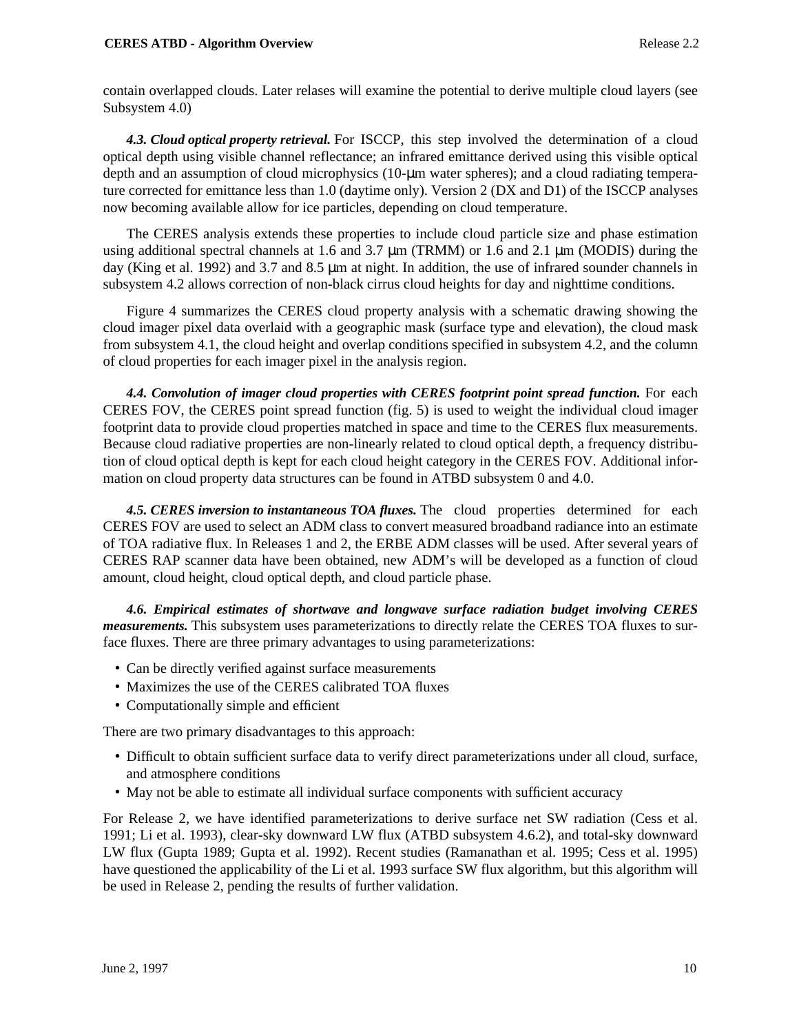contain overlapped clouds. Later relases will examine the potential to derive multiple cloud layers (see Subsystem 4.0)

***4.3. Cloud optical property retrieval.*** For ISCCP, this step involved the determination of a cloud optical depth using visible channel reflectance; an infrared emittance derived using this visible optical depth and an assumption of cloud microphysics (10-μm water spheres); and a cloud radiating temperature corrected for emittance less than 1.0 (daytime only). Version 2 (DX and D1) of the ISCCP analyses now becoming available allow for ice particles, depending on cloud temperature.

The CERES analysis extends these properties to include cloud particle size and phase estimation using additional spectral channels at 1.6 and 3.7 μm (TRMM) or 1.6 and 2.1 μm (MODIS) during the day (King et al. 1992) and 3.7 and 8.5 μm at night. In addition, the use of infrared sounder channels in subsystem 4.2 allows correction of non-black cirrus cloud heights for day and nighttime conditions.

Figure 4 summarizes the CERES cloud property analysis with a schematic drawing showing the cloud imager pixel data overlaid with a geographic mask (surface type and elevation), the cloud mask from subsystem 4.1, the cloud height and overlap conditions specified in subsystem 4.2, and the column of cloud properties for each imager pixel in the analysis region.

***4.4. Convolution of imager cloud properties with CERES footprint point spread function.*** For each CERES FOV, the CERES point spread function (fig. 5) is used to weight the individual cloud imager footprint data to provide cloud properties matched in space and time to the CERES flux measurements. Because cloud radiative properties are non-linearly related to cloud optical depth, a frequency distribution of cloud optical depth is kept for each cloud height category in the CERES FOV. Additional information on cloud property data structures can be found in ATBD subsystem 0 and 4.0.

***4.5. CERES inversion to instantaneous TOA fluxes.*** The cloud properties determined for each CERES FOV are used to select an ADM class to convert measured broadband radiance into an estimate of TOA radiative flux. In Releases 1 and 2, the ERBE ADM classes will be used. After several years of CERES RAP scanner data have been obtained, new ADM's will be developed as a function of cloud amount, cloud height, cloud optical depth, and cloud particle phase.

***4.6. Empirical estimates of shortwave and longwave surface radiation budget involving CERES measurements.*** This subsystem uses parameterizations to directly relate the CERES TOA fluxes to surface fluxes. There are three primary advantages to using parameterizations:

- Can be directly verified against surface measurements
- Maximizes the use of the CERES calibrated TOA fluxes
- Computationally simple and efficient

There are two primary disadvantages to this approach:

- Difficult to obtain sufficient surface data to verify direct parameterizations under all cloud, surface, and atmosphere conditions
- May not be able to estimate all individual surface components with sufficient accuracy

For Release 2, we have identified parameterizations to derive surface net SW radiation (Cess et al. 1991; Li et al. 1993), clear-sky downward LW flux (ATBD subsystem 4.6.2), and total-sky downward LW flux (Gupta 1989; Gupta et al. 1992). Recent studies (Ramanathan et al. 1995; Cess et al. 1995) have questioned the applicability of the Li et al. 1993 surface SW flux algorithm, but this algorithm will be used in Release 2, pending the results of further validation.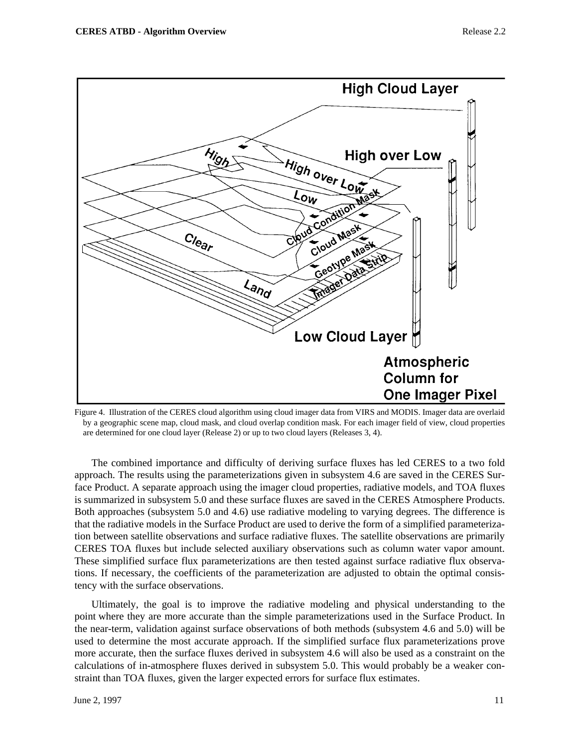Figure 4. Illustration of the CERES cloud algorithm using cloud imager data from VIRS and MODIS. Imager data are overlaid by a geographic scene map, cloud mask, and cloud overlap condition mask. For each imager field of view, cloud properties are determined for one cloud layer (Release 2) or up to two cloud layers (Releases 3, 4).

The combined importance and difficulty of deriving surface fluxes has led CERES to a two fold approach. The results using the parameterizations given in subsystem 4.6 are saved in the CERES Surface Product. A separate approach using the imager cloud properties, radiative models, and TOA fluxes is summarized in subsystem 5.0 and these surface fluxes are saved in the CERES Atmosphere Products. Both approaches (subsystem 5.0 and 4.6) use radiative modeling to varying degrees. The difference is that the radiative models in the Surface Product are used to derive the form of a simplified parameterization between satellite observations and surface radiative fluxes. The satellite observations are primarily CERES TOA fluxes but include selected auxiliary observations such as column water vapor amount. These simplified surface flux parameterizations are then tested against surface radiative flux observations. If necessary, the coefficients of the parameterization are adjusted to obtain the optimal consistency with the surface observations.

Ultimately, the goal is to improve the radiative modeling and physical understanding to the point where they are more accurate than the simple parameterizations used in the Surface Product. In the near-term, validation against surface observations of both methods (subsystem 4.6 and 5.0) will be used to determine the most accurate approach. If the simplified surface flux parameterizations prove more accurate, then the surface fluxes derived in subsystem 4.6 will also be used as a constraint on the calculations of in-atmosphere fluxes derived in subsystem 5.0. This would probably be a weaker constraint than TOA fluxes, given the larger expected errors for surface flux estimates.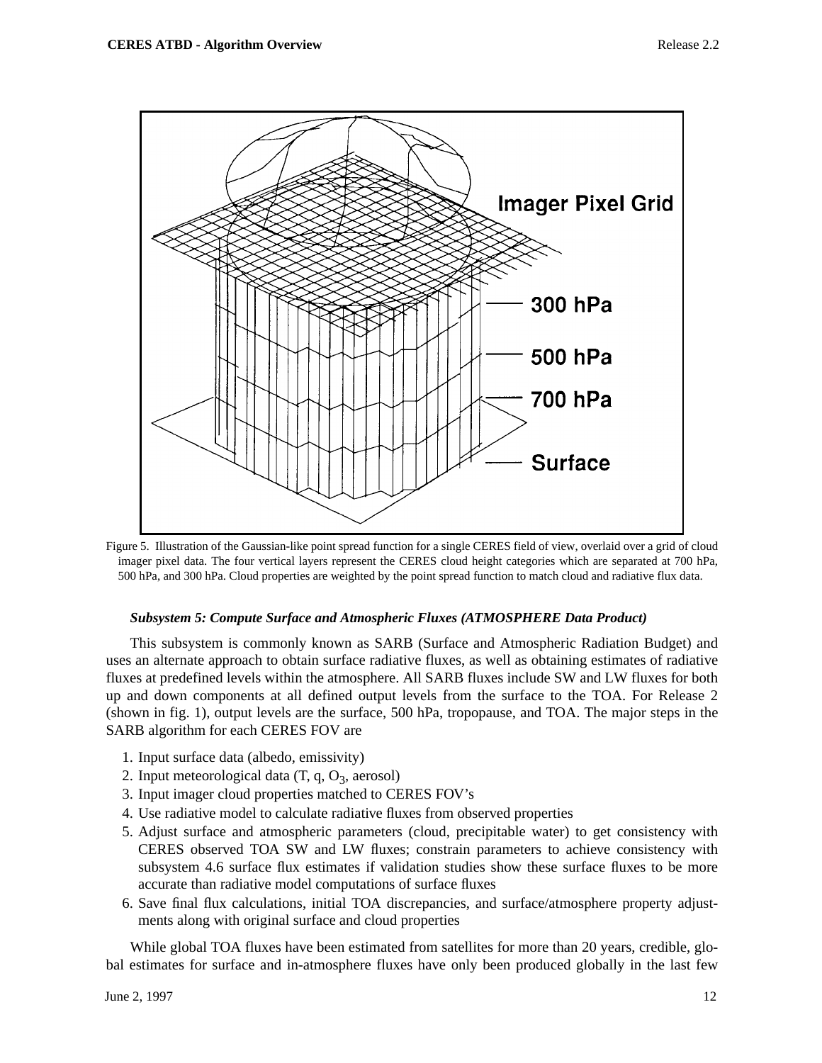Figure 5. Illustration of the Gaussian-like point spread function for a single CERES field of view, overlaid over a grid of cloud imager pixel data. The four vertical layers represent the CERES cloud height categories which are separated at 700 hPa, 500 hPa, and 300 hPa. Cloud properties are weighted by the point spread function to match cloud and radiative flux data.

***Subsystem 5: Compute Surface and Atmospheric Fluxes (ATMOSPHERE Data Product)***

This subsystem is commonly known as SARB (Surface and Atmospheric Radiation Budget) and uses an alternate approach to obtain surface radiative fluxes, as well as obtaining estimates of radiative fluxes at predefined levels within the atmosphere. All SARB fluxes include SW and LW fluxes for both up and down components at all defined output levels from the surface to the TOA. For Release 2 (shown in fig. 1), output levels are the surface, 500 hPa, tropopause, and TOA. The major steps in the SARB algorithm for each CERES FOV are

1. Input surface data (albedo, emissivity)
2. Input meteorological data (T, q, $O_3$, aerosol)
3. Input imager cloud properties matched to CERES FOV's
4. Use radiative model to calculate radiative fluxes from observed properties
5. Adjust surface and atmospheric parameters (cloud, precipitable water) to get consistency with CERES observed TOA SW and LW fluxes; constrain parameters to achieve consistency with subsystem 4.6 surface flux estimates if validation studies show these surface fluxes to be more accurate than radiative model computations of surface fluxes
6. Save final flux calculations, initial TOA discrepancies, and surface/atmosphere property adjustments along with original surface and cloud properties

While global TOA fluxes have been estimated from satellites for more than 20 years, credible, global estimates for surface and in-atmosphere fluxes have only been produced globally in the last few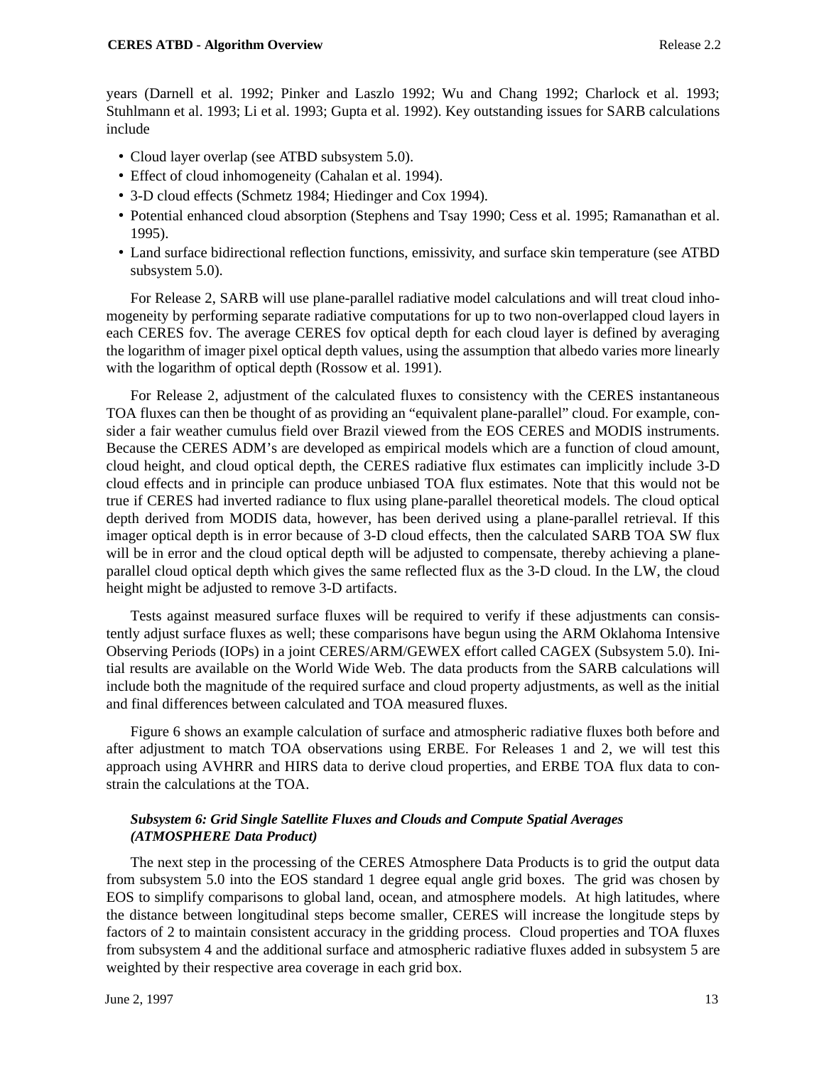years (Darnell et al. 1992; Pinker and Laszlo 1992; Wu and Chang 1992; Charlock et al. 1993; Stuhlmann et al. 1993; Li et al. 1993; Gupta et al. 1992). Key outstanding issues for SARB calculations include

- Cloud layer overlap (see ATBD subsystem 5.0).
- Effect of cloud inhomogeneity (Cahalan et al. 1994).
- 3-D cloud effects (Schmetz 1984; Hiedinger and Cox 1994).
- Potential enhanced cloud absorption (Stephens and Tsay 1990; Cess et al. 1995; Ramanathan et al. 1995).
- Land surface bidirectional reflection functions, emissivity, and surface skin temperature (see ATBD subsystem 5.0).

For Release 2, SARB will use plane-parallel radiative model calculations and will treat cloud inhomogeneity by performing separate radiative computations for up to two non-overlapped cloud layers in each CERES fov. The average CERES fov optical depth for each cloud layer is defined by averaging the logarithm of imager pixel optical depth values, using the assumption that albedo varies more linearly with the logarithm of optical depth (Rossow et al. 1991).

For Release 2, adjustment of the calculated fluxes to consistency with the CERES instantaneous TOA fluxes can then be thought of as providing an "equivalent plane-parallel" cloud. For example, consider a fair weather cumulus field over Brazil viewed from the EOS CERES and MODIS instruments. Because the CERES ADM's are developed as empirical models which are a function of cloud amount, cloud height, and cloud optical depth, the CERES radiative flux estimates can implicitly include 3-D cloud effects and in principle can produce unbiased TOA flux estimates. Note that this would not be true if CERES had inverted radiance to flux using plane-parallel theoretical models. The cloud optical depth derived from MODIS data, however, has been derived using a plane-parallel retrieval. If this imager optical depth is in error because of 3-D cloud effects, then the calculated SARB TOA SW flux will be in error and the cloud optical depth will be adjusted to compensate, thereby achieving a plane-parallel cloud optical depth which gives the same reflected flux as the 3-D cloud. In the LW, the cloud height might be adjusted to remove 3-D artifacts.

Tests against measured surface fluxes will be required to verify if these adjustments can consistently adjust surface fluxes as well; these comparisons have begun using the ARM Oklahoma Intensive Observing Periods (IOPs) in a joint CERES/ARM/GEWEX effort called CAGEX (Subsystem 5.0). Initial results are available on the World Wide Web. The data products from the SARB calculations will include both the magnitude of the required surface and cloud property adjustments, as well as the initial and final differences between calculated and TOA measured fluxes.

Figure 6 shows an example calculation of surface and atmospheric radiative fluxes both before and after adjustment to match TOA observations using ERBE. For Releases 1 and 2, we will test this approach using AVHRR and HIRS data to derive cloud properties, and ERBE TOA flux data to constrain the calculations at the TOA.

***Subsystem 6: Grid Single Satellite Fluxes and Clouds and Compute Spatial Averages (ATMOSPHERE Data Product)***

The next step in the processing of the CERES Atmosphere Data Products is to grid the output data from subsystem 5.0 into the EOS standard 1 degree equal angle grid boxes. The grid was chosen by EOS to simplify comparisons to global land, ocean, and atmosphere models. At high latitudes, where the distance between longitudinal steps become smaller, CERES will increase the longitude steps by factors of 2 to maintain consistent accuracy in the gridding process. Cloud properties and TOA fluxes from subsystem 4 and the additional surface and atmospheric radiative fluxes added in subsystem 5 are weighted by their respective area coverage in each grid box.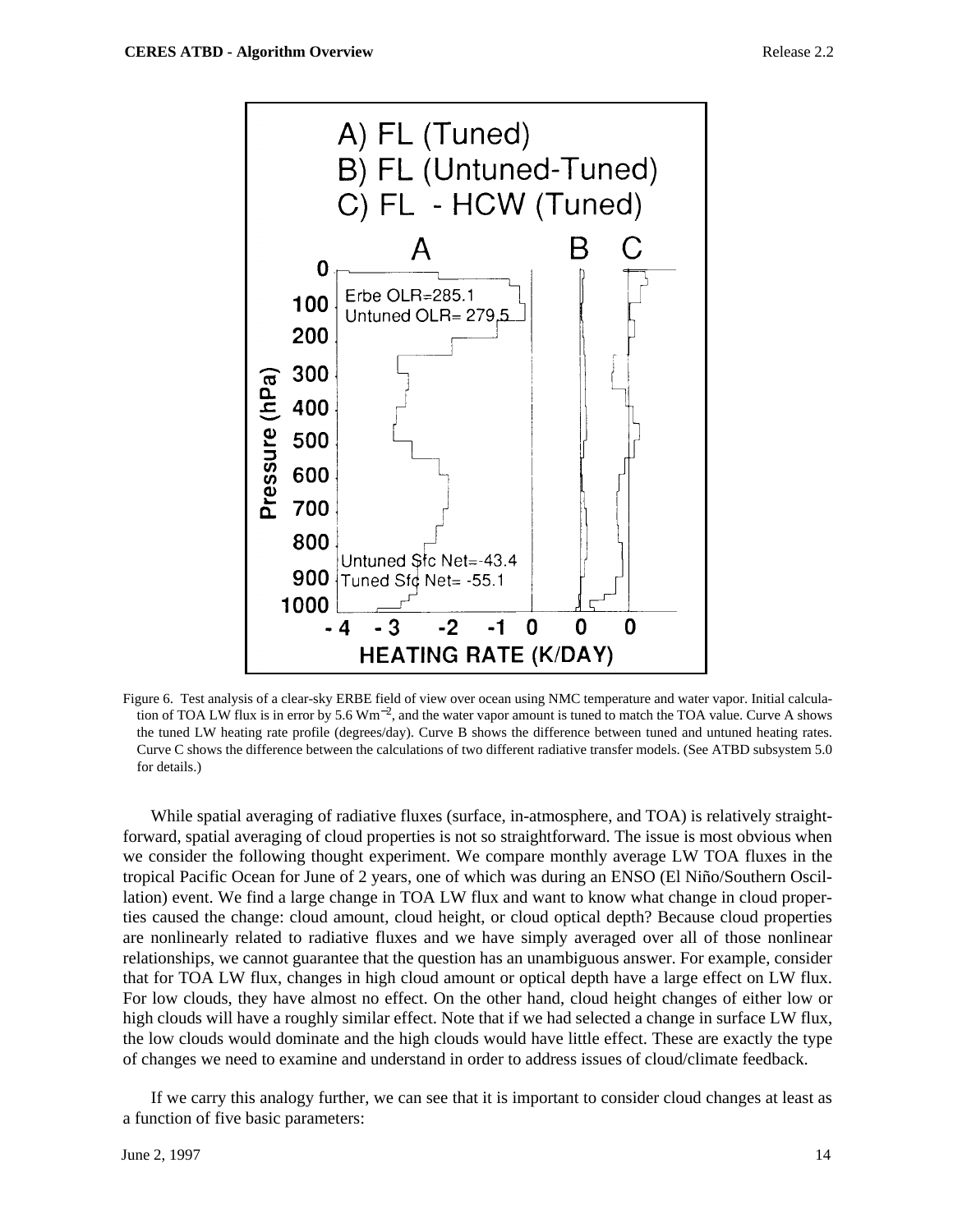Figure 6. Test analysis of a clear-sky ERBE field of view over ocean using NMC temperature and water vapor. Initial calculation of TOA LW flux is in error by 5.6 $Wm^{-2}$, and the water vapor amount is tuned to match the TOA value. Curve A shows the tuned LW heating rate profile (degrees/day). Curve B shows the difference between tuned and untuned heating rates. Curve C shows the difference between the calculations of two different radiative transfer models. (See ATBD subsystem 5.0 for details.)

While spatial averaging of radiative fluxes (surface, in-atmosphere, and TOA) is relatively straightforward, spatial averaging of cloud properties is not so straightforward. The issue is most obvious when we consider the following thought experiment. We compare monthly average LW TOA fluxes in the tropical Pacific Ocean for June of 2 years, one of which was during an ENSO (El Niño/Southern Oscillation) event. We find a large change in TOA LW flux and want to know what change in cloud properties caused the change: cloud amount, cloud height, or cloud optical depth? Because cloud properties are nonlinearly related to radiative fluxes and we have simply averaged over all of those nonlinear relationships, we cannot guarantee that the question has an unambiguous answer. For example, consider that for TOA LW flux, changes in high cloud amount or optical depth have a large effect on LW flux. For low clouds, they have almost no effect. On the other hand, cloud height changes of either low or high clouds will have a roughly similar effect. Note that if we had selected a change in surface LW flux, the low clouds would dominate and the high clouds would have little effect. These are exactly the type of changes we need to examine and understand in order to address issues of cloud/climate feedback.

If we carry this analogy further, we can see that it is important to consider cloud changes at least as a function of five basic parameters: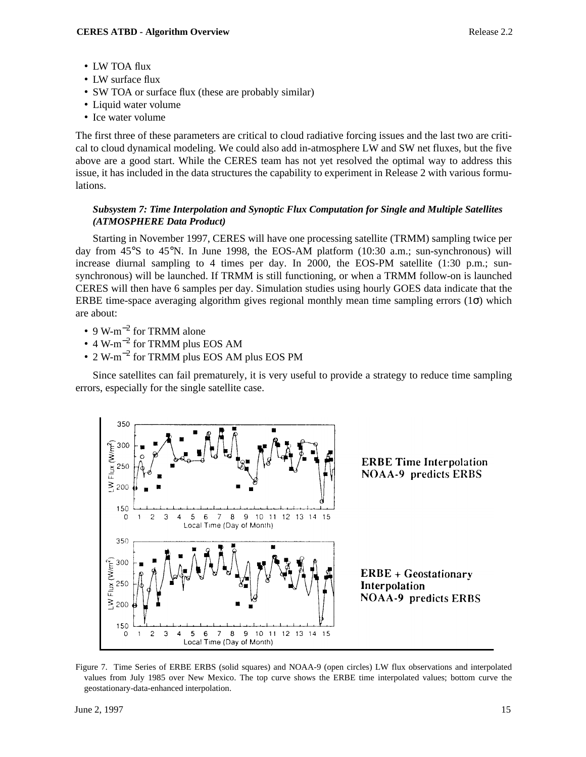- LW TOA flux
- LW surface flux
- SW TOA or surface flux (these are probably similar)
- Liquid water volume
- Ice water volume

The first three of these parameters are critical to cloud radiative forcing issues and the last two are critical to cloud dynamical modeling. We could also add in-atmosphere LW and SW net fluxes, but the five above are a good start. While the CERES team has not yet resolved the optimal way to address this issue, it has included in the data structures the capability to experiment in Release 2 with various formulations.

***Subsystem 7: Time Interpolation and Synoptic Flux Computation for Single and Multiple Satellites (ATMOSPHERE Data Product)***

Starting in November 1997, CERES will have one processing satellite (TRMM) sampling twice per day from 45°S to 45°N. In June 1998, the EOS-AM platform (10:30 a.m.; sun-synchronous) will increase diurnal sampling to 4 times per day. In 2000, the EOS-PM satellite (1:30 p.m.; sun-synchronous) will be launched. If TRMM is still functioning, or when a TRMM follow-on is launched CERES will then have 6 samples per day. Simulation studies using hourly GOES data indicate that the ERBE time-space averaging algorithm gives regional monthly mean time sampling errors ($1\sigma$) which are about:

- 9 W-m$^{-2}$ for TRMM alone
- 4 W-m$^{-2}$ for TRMM plus EOS AM
- 2 W-m$^{-2}$ for TRMM plus EOS AM plus EOS PM

Since satellites can fail prematurely, it is very useful to provide a strategy to reduce time sampling errors, especially for the single satellite case.

Figure 7. Time Series of ERBE ERBS (solid squares) and NOAA-9 (open circles) LW flux observations and interpolated values from July 1985 over New Mexico. The top curve shows the ERBE time interpolated values; bottom curve the geostationary-data-enhanced interpolation.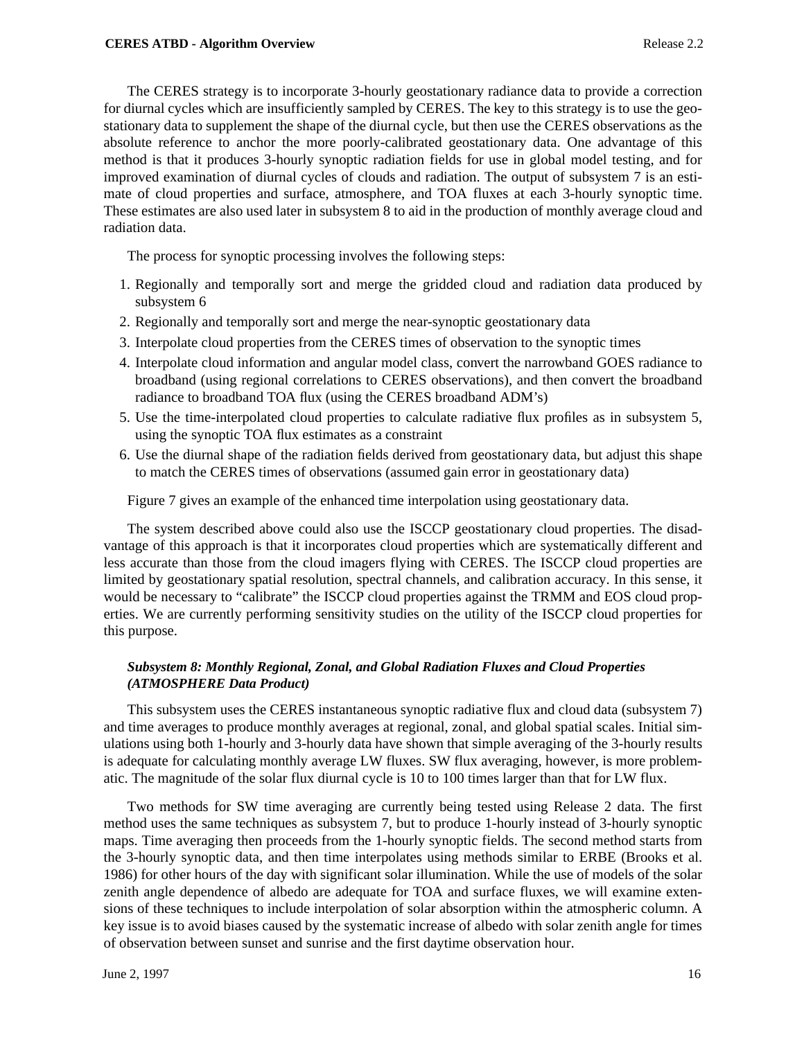The CERES strategy is to incorporate 3-hourly geostationary radiance data to provide a correction for diurnal cycles which are insufficiently sampled by CERES. The key to this strategy is to use the geostationary data to supplement the shape of the diurnal cycle, but then use the CERES observations as the absolute reference to anchor the more poorly-calibrated geostationary data. One advantage of this method is that it produces 3-hourly synoptic radiation fields for use in global model testing, and for improved examination of diurnal cycles of clouds and radiation. The output of subsystem 7 is an estimate of cloud properties and surface, atmosphere, and TOA fluxes at each 3-hourly synoptic time. These estimates are also used later in subsystem 8 to aid in the production of monthly average cloud and radiation data.

The process for synoptic processing involves the following steps:

1. Regionally and temporally sort and merge the gridded cloud and radiation data produced by subsystem 6
2. Regionally and temporally sort and merge the near-synoptic geostationary data
3. Interpolate cloud properties from the CERES times of observation to the synoptic times
4. Interpolate cloud information and angular model class, convert the narrowband GOES radiance to broadband (using regional correlations to CERES observations), and then convert the broadband radiance to broadband TOA flux (using the CERES broadband ADM's)
5. Use the time-interpolated cloud properties to calculate radiative flux profiles as in subsystem 5, using the synoptic TOA flux estimates as a constraint
6. Use the diurnal shape of the radiation fields derived from geostationary data, but adjust this shape to match the CERES times of observations (assumed gain error in geostationary data)

Figure 7 gives an example of the enhanced time interpolation using geostationary data.

The system described above could also use the ISCCP geostationary cloud properties. The disadvantage of this approach is that it incorporates cloud properties which are systematically different and less accurate than those from the cloud imagers flying with CERES. The ISCCP cloud properties are limited by geostationary spatial resolution, spectral channels, and calibration accuracy. In this sense, it would be necessary to "calibrate" the ISCCP cloud properties against the TRMM and EOS cloud properties. We are currently performing sensitivity studies on the utility of the ISCCP cloud properties for this purpose.

***Subsystem 8: Monthly Regional, Zonal, and Global Radiation Fluxes and Cloud Properties (ATMOSPHERE Data Product)***

This subsystem uses the CERES instantaneous synoptic radiative flux and cloud data (subsystem 7) and time averages to produce monthly averages at regional, zonal, and global spatial scales. Initial simulations using both 1-hourly and 3-hourly data have shown that simple averaging of the 3-hourly results is adequate for calculating monthly average LW fluxes. SW flux averaging, however, is more problematic. The magnitude of the solar flux diurnal cycle is 10 to 100 times larger than that for LW flux.

Two methods for SW time averaging are currently being tested using Release 2 data. The first method uses the same techniques as subsystem 7, but to produce 1-hourly instead of 3-hourly synoptic maps. Time averaging then proceeds from the 1-hourly synoptic fields. The second method starts from the 3-hourly synoptic data, and then time interpolates using methods similar to ERBE (Brooks et al. 1986) for other hours of the day with significant solar illumination. While the use of models of the solar zenith angle dependence of albedo are adequate for TOA and surface fluxes, we will examine extensions of these techniques to include interpolation of solar absorption within the atmospheric column. A key issue is to avoid biases caused by the systematic increase of albedo with solar zenith angle for times of observation between sunset and sunrise and the first daytime observation hour.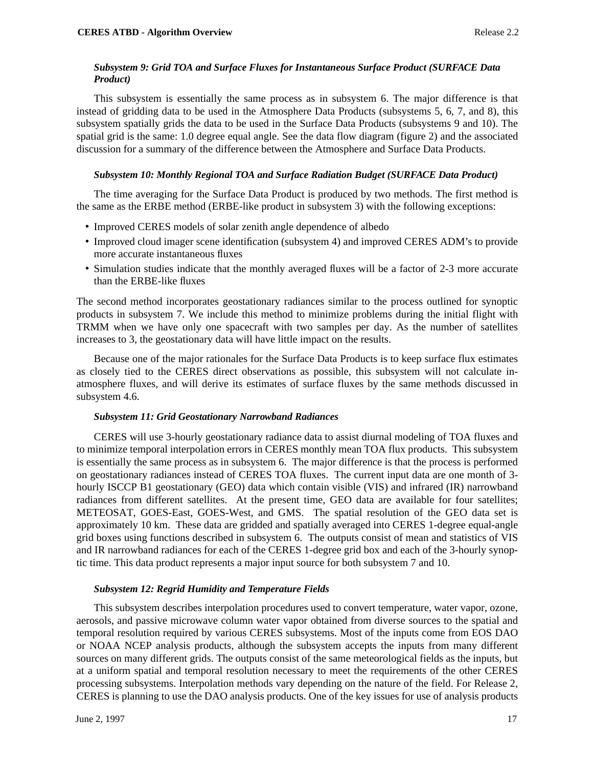#### *Subsystem 9: Grid TOA and Surface Fluxes for Instantaneous Surface Product (SURFACE Data Product)*

This subsystem is essentially the same process as in subsystem 6. The major difference is that instead of gridding data to be used in the Atmosphere Data Products (subsystems 5, 6, 7, and 8), this subsystem spatially grids the data to be used in the Surface Data Products (subsystems 9 and 10). The spatial grid is the same: 1.0 degree equal angle. See the data flow diagram (figure 2) and the associated discussion for a summary of the difference between the Atmosphere and Surface Data Products.

#### *Subsystem 10: Monthly Regional TOA and Surface Radiation Budget (SURFACE Data Product)*

The time averaging for the Surface Data Product is produced by two methods. The first method is the same as the ERBE method (ERBE-like product in subsystem 3) with the following exceptions:

- Improved CERES models of solar zenith angle dependence of albedo
- Improved cloud imager scene identification (subsystem 4) and improved CERES ADM's to provide more accurate instantaneous fluxes
- Simulation studies indicate that the monthly averaged fluxes will be a factor of 2-3 more accurate than the ERBE-like fluxes

The second method incorporates geostationary radiances similar to the process outlined for synoptic products in subsystem 7. We include this method to minimize problems during the initial flight with TRMM when we have only one spacecraft with two samples per day. As the number of satellites increases to 3, the geostationary data will have little impact on the results.

Because one of the major rationales for the Surface Data Products is to keep surface flux estimates as closely tied to the CERES direct observations as possible, this subsystem will not calculate in-atmosphere fluxes, and will derive its estimates of surface fluxes by the same methods discussed in subsystem 4.6.

#### *Subsystem 11: Grid Geostationary Narrowband Radiances*

CERES will use 3-hourly geostationary radiance data to assist diurnal modeling of TOA fluxes and to minimize temporal interpolation errors in CERES monthly mean TOA flux products. This subsystem is essentially the same process as in subsystem 6. The major difference is that the process is performed on geostationary radiances instead of CERES TOA fluxes. The current input data are one month of 3-hourly ISCCP B1 geostationary (GEO) data which contain visible (VIS) and infrared (IR) narrowband radiances from different satellites. At the present time, GEO data are available for four satellites; METEOSAT, GOES-East, GOES-West, and GMS. The spatial resolution of the GEO data set is approximately 10 km. These data are gridded and spatially averaged into CERES 1-degree equal-angle grid boxes using functions described in subsystem 6. The outputs consist of mean and statistics of VIS and IR narrowband radiances for each of the CERES 1-degree grid box and each of the 3-hourly synoptic time. This data product represents a major input source for both subsystem 7 and 10.

#### *Subsystem 12: Regrid Humidity and Temperature Fields*

This subsystem describes interpolation procedures used to convert temperature, water vapor, ozone, aerosols, and passive microwave column water vapor obtained from diverse sources to the spatial and temporal resolution required by various CERES subsystems. Most of the inputs come from EOS DAO or NOAA NCEP analysis products, although the subsystem accepts the inputs from many different sources on many different grids. The outputs consist of the same meteorological fields as the inputs, but at a uniform spatial and temporal resolution necessary to meet the requirements of the other CERES processing subsystems. Interpolation methods vary depending on the nature of the field. For Release 2, CERES is planning to use the DAO analysis products. One of the key issues for use of analysis products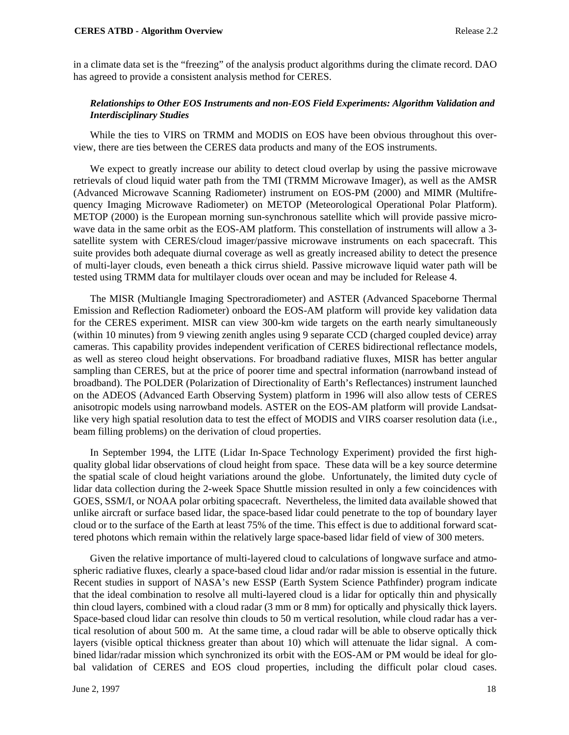in a climate data set is the "freezing" of the analysis product algorithms during the climate record. DAO has agreed to provide a consistent analysis method for CERES.

***Relationships to Other EOS Instruments and non-EOS Field Experiments: Algorithm Validation and Interdisciplinary Studies***

While the ties to VIRS on TRMM and MODIS on EOS have been obvious throughout this overview, there are ties between the CERES data products and many of the EOS instruments.

We expect to greatly increase our ability to detect cloud overlap by using the passive microwave retrievals of cloud liquid water path from the TMI (TRMM Microwave Imager), as well as the AMSR (Advanced Microwave Scanning Radiometer) instrument on EOS-PM (2000) and MIMR (Multifrequency Imaging Microwave Radiometer) on METOP (Meteorological Operational Polar Platform). METOP (2000) is the European morning sun-synchronous satellite which will provide passive microwave data in the same orbit as the EOS-AM platform. This constellation of instruments will allow a 3-satellite system with CERES/cloud imager/passive microwave instruments on each spacecraft. This suite provides both adequate diurnal coverage as well as greatly increased ability to detect the presence of multi-layer clouds, even beneath a thick cirrus shield. Passive microwave liquid water path will be tested using TRMM data for multilayer clouds over ocean and may be included for Release 4.

The MISR (Multiangle Imaging Spectroradiometer) and ASTER (Advanced Spaceborne Thermal Emission and Reflection Radiometer) onboard the EOS-AM platform will provide key validation data for the CERES experiment. MISR can view 300-km wide targets on the earth nearly simultaneously (within 10 minutes) from 9 viewing zenith angles using 9 separate CCD (charged coupled device) array cameras. This capability provides independent verification of CERES bidirectional reflectance models, as well as stereo cloud height observations. For broadband radiative fluxes, MISR has better angular sampling than CERES, but at the price of poorer time and spectral information (narrowband instead of broadband). The POLDER (Polarization of Directionality of Earth's Reflectances) instrument launched on the ADEOS (Advanced Earth Observing System) platform in 1996 will also allow tests of CERES anisotropic models using narrowband models. ASTER on the EOS-AM platform will provide Landsat-like very high spatial resolution data to test the effect of MODIS and VIRS coarser resolution data (i.e., beam filling problems) on the derivation of cloud properties.

In September 1994, the LITE (Lidar In-Space Technology Experiment) provided the first high-quality global lidar observations of cloud height from space. These data will be a key source determine the spatial scale of cloud height variations around the globe. Unfortunately, the limited duty cycle of lidar data collection during the 2-week Space Shuttle mission resulted in only a few coincidences with GOES, SSM/I, or NOAA polar orbiting spacecraft. Nevertheless, the limited data available showed that unlike aircraft or surface based lidar, the space-based lidar could penetrate to the top of boundary layer cloud or to the surface of the Earth at least 75% of the time. This effect is due to additional forward scattered photons which remain within the relatively large space-based lidar field of view of 300 meters.

Given the relative importance of multi-layered cloud to calculations of longwave surface and atmospheric radiative fluxes, clearly a space-based cloud lidar and/or radar mission is essential in the future. Recent studies in support of NASA's new ESSP (Earth System Science Pathfinder) program indicate that the ideal combination to resolve all multi-layered cloud is a lidar for optically thin and physically thin cloud layers, combined with a cloud radar (3 mm or 8 mm) for optically and physically thick layers. Space-based cloud lidar can resolve thin clouds to 50 m vertical resolution, while cloud radar has a vertical resolution of about 500 m. At the same time, a cloud radar will be able to observe optically thick layers (visible optical thickness greater than about 10) which will attenuate the lidar signal. A combined lidar/radar mission which synchronized its orbit with the EOS-AM or PM would be ideal for global validation of CERES and EOS cloud properties, including the difficult polar cloud cases.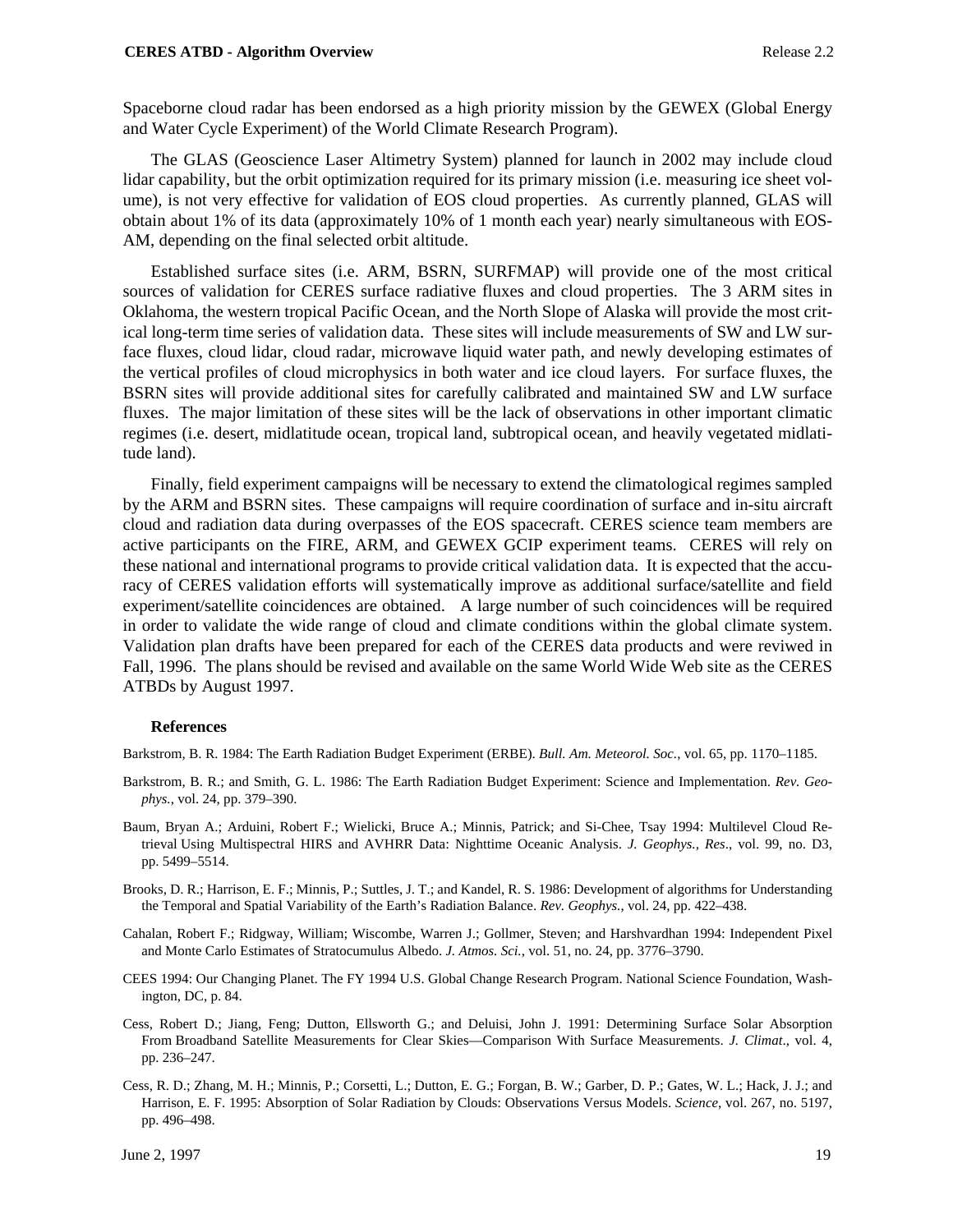Spaceborne cloud radar has been endorsed as a high priority mission by the GEWEX (Global Energy and Water Cycle Experiment) of the World Climate Research Program).

The GLAS (Geoscience Laser Altimetry System) planned for launch in 2002 may include cloud lidar capability, but the orbit optimization required for its primary mission (i.e. measuring ice sheet volume), is not very effective for validation of EOS cloud properties. As currently planned, GLAS will obtain about 1% of its data (approximately 10% of 1 month each year) nearly simultaneous with EOS-AM, depending on the final selected orbit altitude.

Established surface sites (i.e. ARM, BSRN, SURFMAP) will provide one of the most critical sources of validation for CERES surface radiative fluxes and cloud properties. The 3 ARM sites in Oklahoma, the western tropical Pacific Ocean, and the North Slope of Alaska will provide the most critical long-term time series of validation data. These sites will include measurements of SW and LW surface fluxes, cloud lidar, cloud radar, microwave liquid water path, and newly developing estimates of the vertical profiles of cloud microphysics in both water and ice cloud layers. For surface fluxes, the BSRN sites will provide additional sites for carefully calibrated and maintained SW and LW surface fluxes. The major limitation of these sites will be the lack of observations in other important climatic regimes (i.e. desert, midlatitude ocean, tropical land, subtropical ocean, and heavily vegetated midlatitude land).

Finally, field experiment campaigns will be necessary to extend the climatological regimes sampled by the ARM and BSRN sites. These campaigns will require coordination of surface and in-situ aircraft cloud and radiation data during overpasses of the EOS spacecraft. CERES science team members are active participants on the FIRE, ARM, and GEWEX GCIP experiment teams. CERES will rely on these national and international programs to provide critical validation data. It is expected that the accuracy of CERES validation efforts will systematically improve as additional surface/satellite and field experiment/satellite coincidences are obtained. A large number of such coincidences will be required in order to validate the wide range of cloud and climate conditions within the global climate system. Validation plan drafts have been prepared for each of the CERES data products and were reviwed in Fall, 1996. The plans should be revised and available on the same World Wide Web site as the CERES ATBDs by August 1997.

### References

Barkstrom, B. R. 1984: The Earth Radiation Budget Experiment (ERBE). *Bull. Am. Meteorol. Soc.*, vol. 65, pp. 1170–1185.

Barkstrom, B. R.; and Smith, G. L. 1986: The Earth Radiation Budget Experiment: Science and Implementation. *Rev. Geophys.*, vol. 24, pp. 379–390.

Baum, Bryan A.; Arduini, Robert F.; Wielicki, Bruce A.; Minnis, Patrick; and Si-Chee, Tsay 1994: Multilevel Cloud Retrieval Using Multispectral HIRS and AVHRR Data: Nighttime Oceanic Analysis. *J. Geophys., Res*., vol. 99, no. D3, pp. 5499–5514.

Brooks, D. R.; Harrison, E. F.; Minnis, P.; Suttles, J. T.; and Kandel, R. S. 1986: Development of algorithms for Understanding the Temporal and Spatial Variability of the Earth's Radiation Balance. *Rev. Geophys.*, vol. 24, pp. 422–438.

Cahalan, Robert F.; Ridgway, William; Wiscombe, Warren J.; Gollmer, Steven; and Harshvardhan 1994: Independent Pixel and Monte Carlo Estimates of Stratocumulus Albedo. *J. Atmos. Sci.*, vol. 51, no. 24, pp. 3776–3790.

CEES 1994: Our Changing Planet. The FY 1994 U.S. Global Change Research Program. National Science Foundation, Washington, DC, p. 84.

Cess, Robert D.; Jiang, Feng; Dutton, Ellsworth G.; and Deluisi, John J. 1991: Determining Surface Solar Absorption From Broadband Satellite Measurements for Clear Skies—Comparison With Surface Measurements. *J. Climat*., vol. 4, pp. 236–247.

Cess, R. D.; Zhang, M. H.; Minnis, P.; Corsetti, L.; Dutton, E. G.; Forgan, B. W.; Garber, D. P.; Gates, W. L.; Hack, J. J.; and Harrison, E. F. 1995: Absorption of Solar Radiation by Clouds: Observations Versus Models. *Science*, vol. 267, no. 5197, pp. 496–498.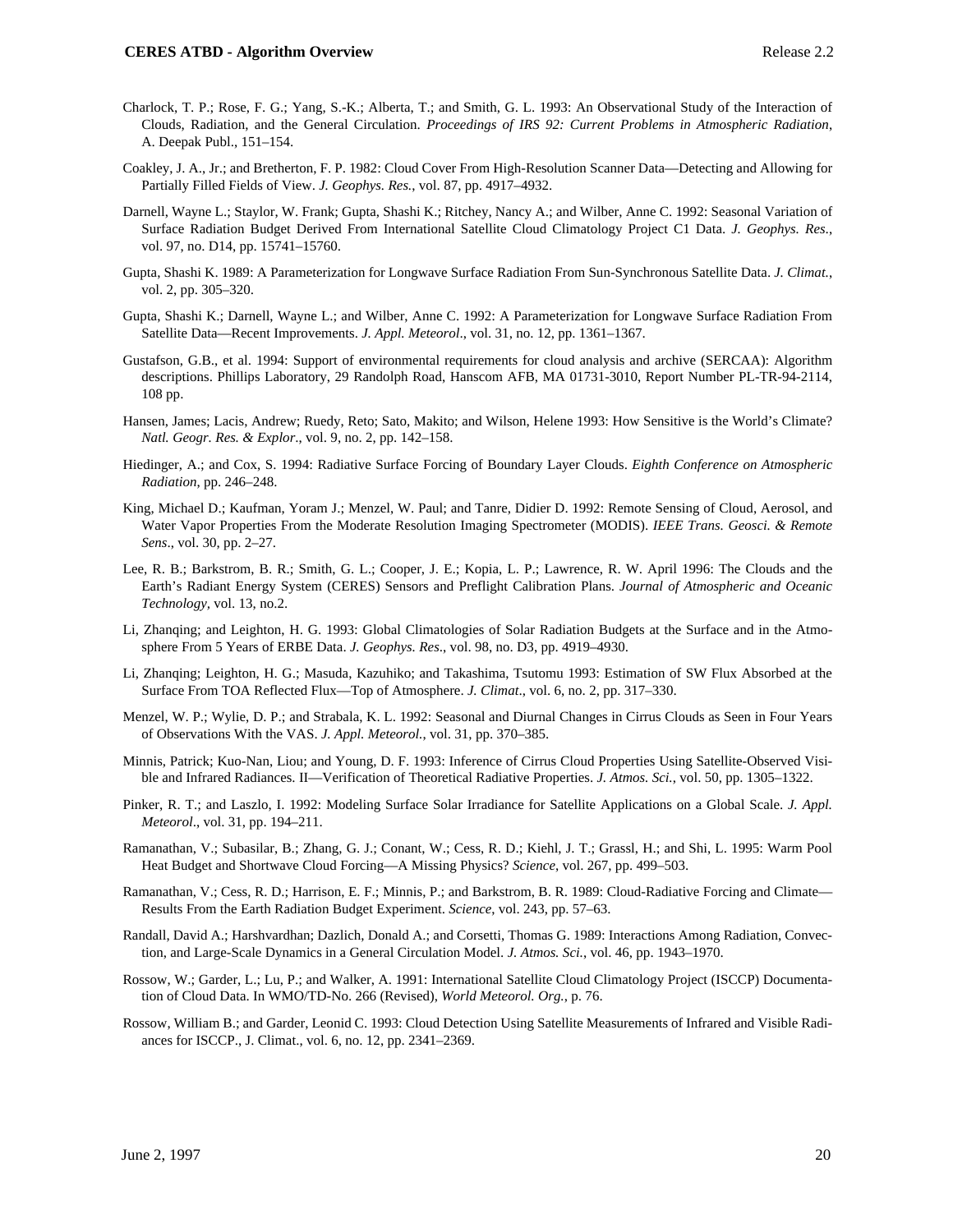Charlock, T. P.; Rose, F. G.; Yang, S.-K.; Alberta, T.; and Smith, G. L. 1993: An Observational Study of the Interaction of Clouds, Radiation, and the General Circulation. *Proceedings of IRS 92: Current Problems in Atmospheric Radiation*, A. Deepak Publ., 151–154.

Coakley, J. A., Jr.; and Bretherton, F. P. 1982: Cloud Cover From High-Resolution Scanner Data—Detecting and Allowing for Partially Filled Fields of View. *J. Geophys. Res.*, vol. 87, pp. 4917–4932.

Darnell, Wayne L.; Staylor, W. Frank; Gupta, Shashi K.; Ritchey, Nancy A.; and Wilber, Anne C. 1992: Seasonal Variation of Surface Radiation Budget Derived From International Satellite Cloud Climatology Project C1 Data. *J. Geophys. Res*., vol. 97, no. D14, pp. 15741–15760.

Gupta, Shashi K. 1989: A Parameterization for Longwave Surface Radiation From Sun-Synchronous Satellite Data. *J. Climat.*, vol. 2, pp. 305–320.

Gupta, Shashi K.; Darnell, Wayne L.; and Wilber, Anne C. 1992: A Parameterization for Longwave Surface Radiation From Satellite Data—Recent Improvements. *J. Appl. Meteorol*., vol. 31, no. 12, pp. 1361–1367.

Gustafson, G.B., et al. 1994: Support of environmental requirements for cloud analysis and archive (SERCAA): Algorithm descriptions. Phillips Laboratory, 29 Randolph Road, Hanscom AFB, MA 01731-3010, Report Number PL-TR-94-2114, 108 pp.

Hansen, James; Lacis, Andrew; Ruedy, Reto; Sato, Makito; and Wilson, Helene 1993: How Sensitive is the World's Climate? *Natl. Geogr. Res. & Explor*., vol. 9, no. 2, pp. 142–158.

Hiedinger, A.; and Cox, S. 1994: Radiative Surface Forcing of Boundary Layer Clouds. *Eighth Conference on Atmospheric Radiation*, pp. 246–248.

King, Michael D.; Kaufman, Yoram J.; Menzel, W. Paul; and Tanre, Didier D. 1992: Remote Sensing of Cloud, Aerosol, and Water Vapor Properties From the Moderate Resolution Imaging Spectrometer (MODIS). *IEEE Trans. Geosci. & Remote Sens*., vol. 30, pp. 2–27.

Lee, R. B.; Barkstrom, B. R.; Smith, G. L.; Cooper, J. E.; Kopia, L. P.; Lawrence, R. W. April 1996: The Clouds and the Earth's Radiant Energy System (CERES) Sensors and Preflight Calibration Plans. *Journal of Atmospheric and Oceanic Technology*, vol. 13, no.2.

Li, Zhanqing; and Leighton, H. G. 1993: Global Climatologies of Solar Radiation Budgets at the Surface and in the Atmosphere From 5 Years of ERBE Data. *J. Geophys. Res*., vol. 98, no. D3, pp. 4919–4930.

Li, Zhanqing; Leighton, H. G.; Masuda, Kazuhiko; and Takashima, Tsutomu 1993: Estimation of SW Flux Absorbed at the Surface From TOA Reflected Flux—Top of Atmosphere. *J. Climat*., vol. 6, no. 2, pp. 317–330.

Menzel, W. P.; Wylie, D. P.; and Strabala, K. L. 1992: Seasonal and Diurnal Changes in Cirrus Clouds as Seen in Four Years of Observations With the VAS. *J. Appl. Meteorol.*, vol. 31, pp. 370–385.

Minnis, Patrick; Kuo-Nan, Liou; and Young, D. F. 1993: Inference of Cirrus Cloud Properties Using Satellite-Observed Visible and Infrared Radiances. II—Verification of Theoretical Radiative Properties. *J. Atmos. Sci.*, vol. 50, pp. 1305–1322.

Pinker, R. T.; and Laszlo, I. 1992: Modeling Surface Solar Irradiance for Satellite Applications on a Global Scale. *J. Appl. Meteorol*., vol. 31, pp. 194–211.

Ramanathan, V.; Subasilar, B.; Zhang, G. J.; Conant, W.; Cess, R. D.; Kiehl, J. T.; Grassl, H.; and Shi, L. 1995: Warm Pool Heat Budget and Shortwave Cloud Forcing—A Missing Physics? *Science*, vol. 267, pp. 499–503.

Ramanathan, V.; Cess, R. D.; Harrison, E. F.; Minnis, P.; and Barkstrom, B. R. 1989: Cloud-Radiative Forcing and Climate—Results From the Earth Radiation Budget Experiment. *Science*, vol. 243, pp. 57–63.

Randall, David A.; Harshvardhan; Dazlich, Donald A.; and Corsetti, Thomas G. 1989: Interactions Among Radiation, Convection, and Large-Scale Dynamics in a General Circulation Model. *J. Atmos. Sci.*, vol. 46, pp. 1943–1970.

Rossow, W.; Garder, L.; Lu, P.; and Walker, A. 1991: International Satellite Cloud Climatology Project (ISCCP) Documentation of Cloud Data. In WMO/TD-No. 266 (Revised), *World Meteorol. Org.*, p. 76.

Rossow, William B.; and Garder, Leonid C. 1993: Cloud Detection Using Satellite Measurements of Infrared and Visible Radiances for ISCCP., J. Climat., vol. 6, no. 12, pp. 2341–2369.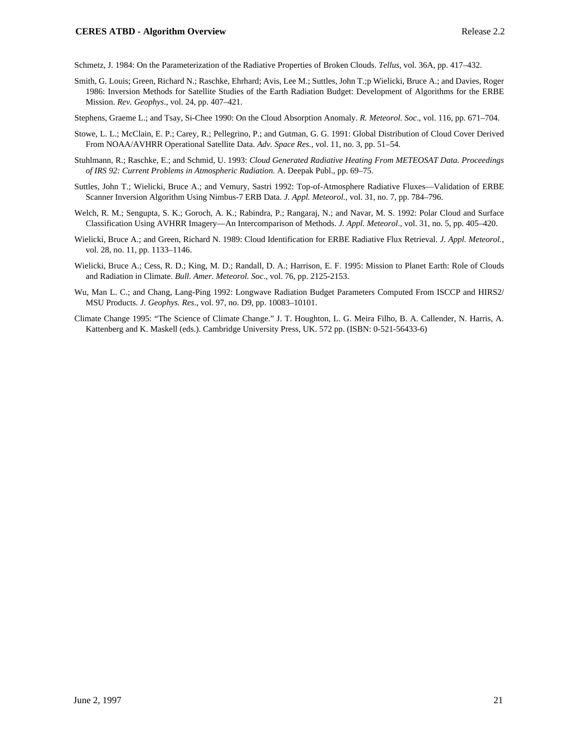Schmetz, J. 1984: On the Parameterization of the Radiative Properties of Broken Clouds. *Tellus*, vol. 36A, pp. 417–432.

Smith, G. Louis; Green, Richard N.; Raschke, Ehrhard; Avis, Lee M.; Suttles, John T.;p Wielicki, Bruce A.; and Davies, Roger 1986: Inversion Methods for Satellite Studies of the Earth Radiation Budget: Development of Algorithms for the ERBE Mission. *Rev. Geophys*., vol. 24, pp. 407–421.

Stephens, Graeme L.; and Tsay, Si-Chee 1990: On the Cloud Absorption Anomaly. *R. Meteorol. Soc*., vol. 116, pp. 671–704.

Stowe, L. L.; McClain, E. P.; Carey, R.; Pellegrino, P.; and Gutman, G. G. 1991: Global Distribution of Cloud Cover Derived From NOAA/AVHRR Operational Satellite Data. *Adv. Space Res.*, vol. 11, no. 3, pp. 51–54.

Stuhlmann, R.; Raschke, E.; and Schmid, U. 1993: *Cloud Generated Radiative Heating From METEOSAT Data. Proceedings of IRS 92: Current Problems in Atmospheric Radiation.* A. Deepak Publ., pp. 69–75.

Suttles, John T.; Wielicki, Bruce A.; and Vemury, Sastri 1992: Top-of-Atmosphere Radiative Fluxes—Validation of ERBE Scanner Inversion Algorithm Using Nimbus-7 ERB Data. *J. Appl. Meteorol.*, vol. 31, no. 7, pp. 784–796.

Welch, R. M.; Sengupta, S. K.; Goroch, A. K.; Rabindra, P.; Rangaraj, N.; and Navar, M. S. 1992: Polar Cloud and Surface Classification Using AVHRR Imagery—An Intercomparison of Methods. *J. Appl. Meteorol*., vol. 31, no. 5, pp. 405–420.

Wielicki, Bruce A.; and Green, Richard N. 1989: Cloud Identification for ERBE Radiative Flux Retrieval. *J. Appl. Meteorol.*, vol. 28, no. 11, pp. 1133–1146.

Wielicki, Bruce A.; Cess, R. D.; King, M. D.; Randall, D. A.; Harrison, E. F. 1995: Mission to Planet Earth: Role of Clouds and Radiation in Climate. *Bull. Amer. Meteorol. Soc*., vol. 76, pp. 2125-2153.

Wu, Man L. C.; and Chang, Lang-Ping 1992: Longwave Radiation Budget Parameters Computed From ISCCP and HIRS2/MSU Products. *J. Geophys. Res*., vol. 97, no. D9, pp. 10083–10101.

Climate Change 1995: “The Science of Climate Change.” J. T. Houghton, L. G. Meira Filho, B. A. Callender, N. Harris, A. Kattenberg and K. Maskell (eds.). Cambridge University Press, UK. 572 pp. (ISBN: 0-521-56433-6)